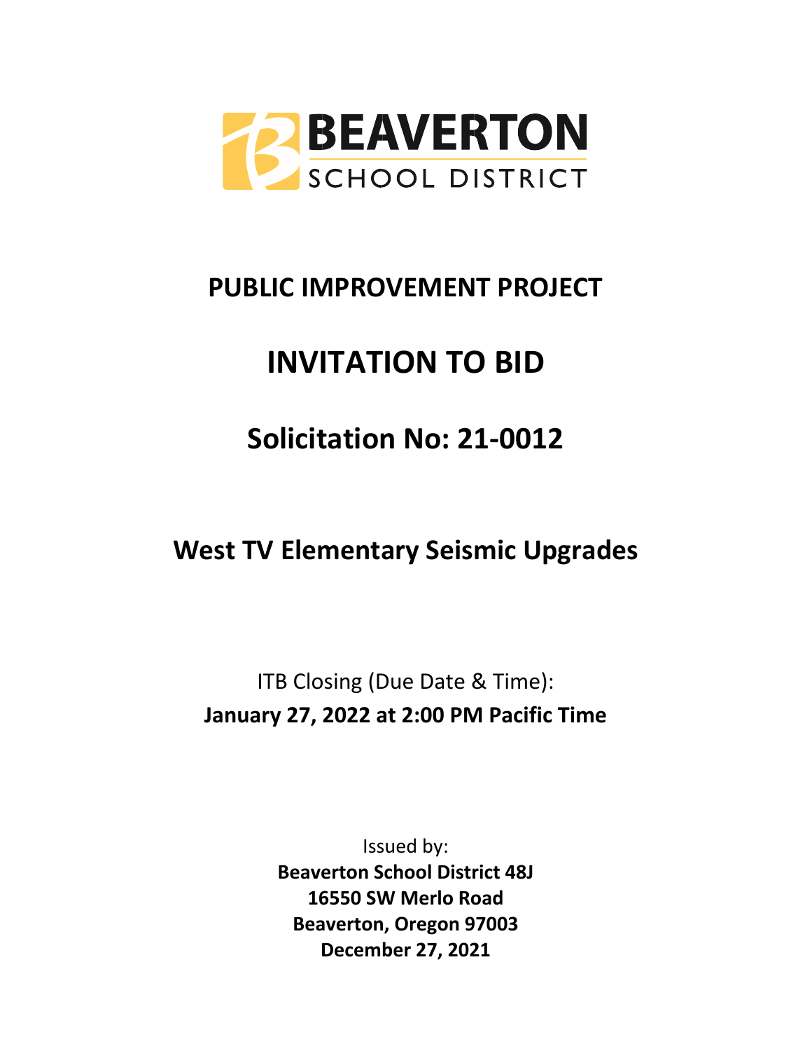BEAVERTON SCHOOL DISTRICT

# PUBLIC IMPROVEMENT PROJECT

# INVITATION TO BID

# Solicitation No: 21-0012

## West TV Elementary Seismic Upgrades

ITB Closing (Due Date & Time):
**January 27, 2022 at 2:00 PM Pacific Time**

Issued by:
**Beaverton School District 48J**
**16550 SW Merlo Road**
**Beaverton, Oregon 97003**
**December 27, 2021**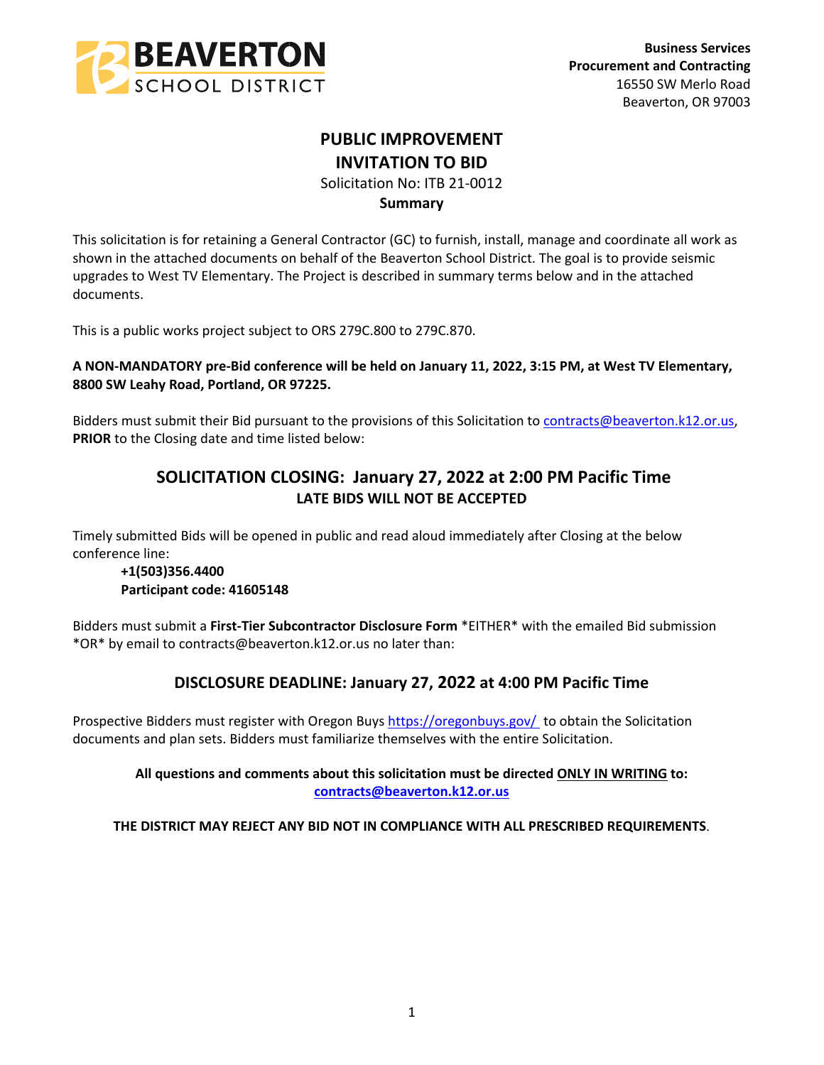**Business Services**
**Procurement and Contracting**
16550 SW Merlo Road
Beaverton, OR 97003

# PUBLIC IMPROVEMENT
# INVITATION TO BID

Solicitation No: ITB 21-0012

**Summary**

This solicitation is for retaining a General Contractor (GC) to furnish, install, manage and coordinate all work as shown in the attached documents on behalf of the Beaverton School District. The goal is to provide seismic upgrades to West TV Elementary. The Project is described in summary terms below and in the attached documents.

This is a public works project subject to ORS 279C.800 to 279C.870.

**A NON-MANDATORY pre-Bid conference will be held on January 11, 2022, 3:15 PM, at West TV Elementary, 8800 SW Leahy Road, Portland, OR 97225.**

Bidders must submit their Bid pursuant to the provisions of this Solicitation to contracts@beaverton.k12.or.us, **PRIOR** to the Closing date and time listed below:

## SOLICITATION CLOSING: January 27, 2022 at 2:00 PM Pacific Time

**LATE BIDS WILL NOT BE ACCEPTED**

Timely submitted Bids will be opened in public and read aloud immediately after Closing at the below conference line:

**+1(503)356.4400**
**Participant code: 41605148**

Bidders must submit a **First-Tier Subcontractor Disclosure Form** *EITHER* with the emailed Bid submission *OR* by email to contracts@beaverton.k12.or.us no later than:

## DISCLOSURE DEADLINE: January 27, 2022 at 4:00 PM Pacific Time

Prospective Bidders must register with Oregon Buys https://oregonbuys.gov/ to obtain the Solicitation documents and plan sets. Bidders must familiarize themselves with the entire Solicitation.

**All questions and comments about this solicitation must be directed ONLY IN WRITING to: contracts@beaverton.k12.or.us**

**THE DISTRICT MAY REJECT ANY BID NOT IN COMPLIANCE WITH ALL PRESCRIBED REQUIREMENTS**.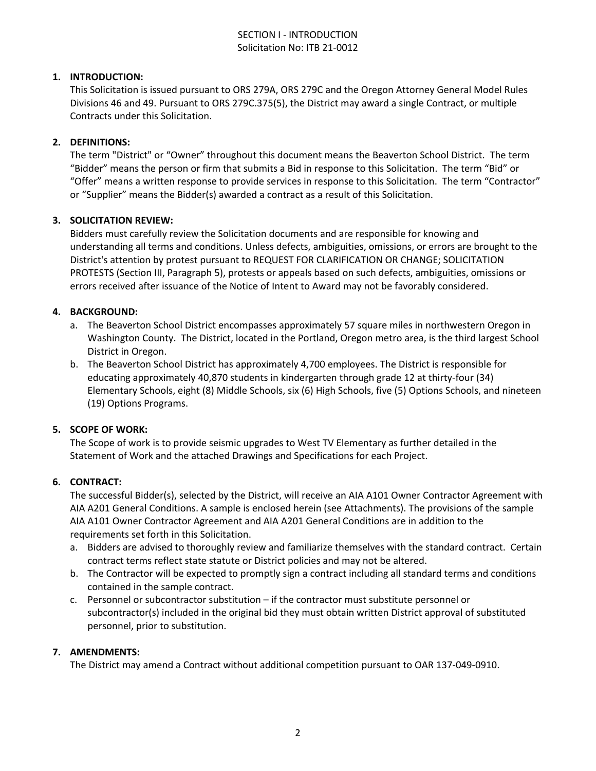# SECTION I - INTRODUCTION
Solicitation No: ITB 21-0012

1. **INTRODUCTION:**
   This Solicitation is issued pursuant to ORS 279A, ORS 279C and the Oregon Attorney General Model Rules Divisions 46 and 49. Pursuant to ORS 279C.375(5), the District may award a single Contract, or multiple Contracts under this Solicitation.

2. **DEFINITIONS:**
   The term "District" or "Owner" throughout this document means the Beaverton School District. The term "Bidder" means the person or firm that submits a Bid in response to this Solicitation. The term "Bid" or "Offer" means a written response to provide services in response to this Solicitation. The term "Contractor" or "Supplier" means the Bidder(s) awarded a contract as a result of this Solicitation.

3. **SOLICITATION REVIEW:**
   Bidders must carefully review the Solicitation documents and are responsible for knowing and understanding all terms and conditions. Unless defects, ambiguities, omissions, or errors are brought to the District's attention by protest pursuant to REQUEST FOR CLARIFICATION OR CHANGE; SOLICITATION PROTESTS (Section III, Paragraph 5), protests or appeals based on such defects, ambiguities, omissions or errors received after issuance of the Notice of Intent to Award may not be favorably considered.

4. **BACKGROUND:**
   a. The Beaverton School District encompasses approximately 57 square miles in northwestern Oregon in Washington County. The District, located in the Portland, Oregon metro area, is the third largest School District in Oregon.
   b. The Beaverton School District has approximately 4,700 employees. The District is responsible for educating approximately 40,870 students in kindergarten through grade 12 at thirty-four (34) Elementary Schools, eight (8) Middle Schools, six (6) High Schools, five (5) Options Schools, and nineteen (19) Options Programs.

5. **SCOPE OF WORK:**
   The Scope of work is to provide seismic upgrades to West TV Elementary as further detailed in the Statement of Work and the attached Drawings and Specifications for each Project.

6. **CONTRACT:**
   The successful Bidder(s), selected by the District, will receive an AIA A101 Owner Contractor Agreement with AIA A201 General Conditions. A sample is enclosed herein (see Attachments). The provisions of the sample AIA A101 Owner Contractor Agreement and AIA A201 General Conditions are in addition to the requirements set forth in this Solicitation.
   a. Bidders are advised to thoroughly review and familiarize themselves with the standard contract. Certain contract terms reflect state statute or District policies and may not be altered.
   b. The Contractor will be expected to promptly sign a contract including all standard terms and conditions contained in the sample contract.
   c. Personnel or subcontractor substitution – if the contractor must substitute personnel or subcontractor(s) included in the original bid they must obtain written District approval of substituted personnel, prior to substitution.

7. **AMENDMENTS:**
   The District may amend a Contract without additional competition pursuant to OAR 137-049-0910.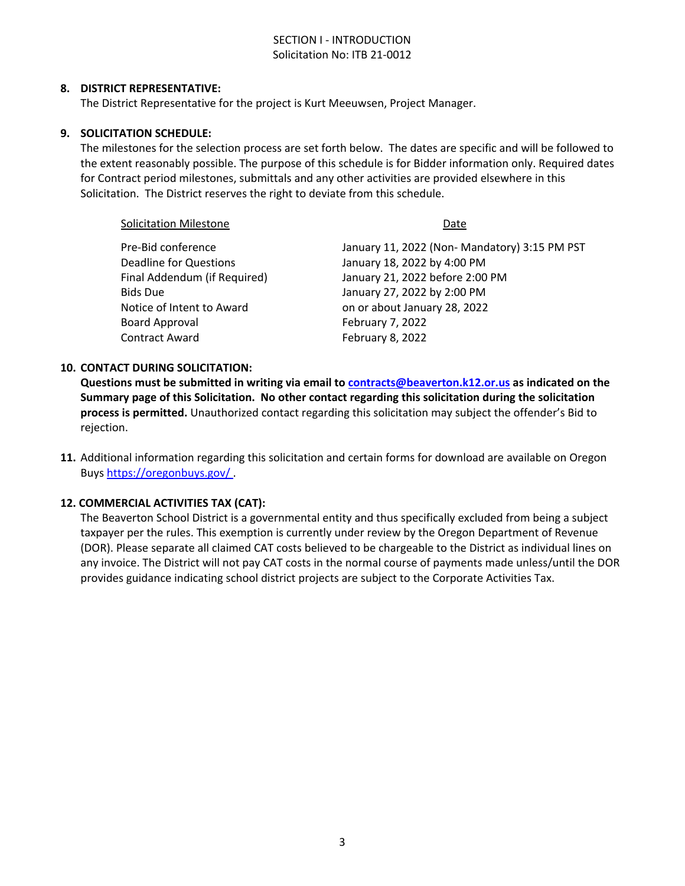SECTION I - INTRODUCTION
Solicitation No: ITB 21-0012

**8. DISTRICT REPRESENTATIVE:**
The District Representative for the project is Kurt Meeuwsen, Project Manager.

**9. SOLICITATION SCHEDULE:**
The milestones for the selection process are set forth below. The dates are specific and will be followed to the extent reasonably possible. The purpose of this schedule is for Bidder information only. Required dates for Contract period milestones, submittals and any other activities are provided elsewhere in this Solicitation. The District reserves the right to deviate from this schedule.

| Solicitation Milestone | Date |
|---|---|
| Pre-Bid conference | January 11, 2022 (Non- Mandatory) 3:15 PM PST |
| Deadline for Questions | January 18, 2022 by 4:00 PM |
| Final Addendum (if Required) | January 21, 2022 before 2:00 PM |
| Bids Due | January 27, 2022 by 2:00 PM |
| Notice of Intent to Award | on or about January 28, 2022 |
| Board Approval | February 7, 2022 |
| Contract Award | February 8, 2022 |

**10. CONTACT DURING SOLICITATION:**
**Questions must be submitted in writing via email to contracts@beaverton.k12.or.us as indicated on the Summary page of this Solicitation. No other contact regarding this solicitation during the solicitation process is permitted.** Unauthorized contact regarding this solicitation may subject the offender's Bid to rejection.

**11.** Additional information regarding this solicitation and certain forms for download are available on Oregon Buys https://oregonbuys.gov/ .

**12. COMMERCIAL ACTIVITIES TAX (CAT):**
The Beaverton School District is a governmental entity and thus specifically excluded from being a subject taxpayer per the rules. This exemption is currently under review by the Oregon Department of Revenue (DOR). Please separate all claimed CAT costs believed to be chargeable to the District as individual lines on any invoice. The District will not pay CAT costs in the normal course of payments made unless/until the DOR provides guidance indicating school district projects are subject to the Corporate Activities Tax.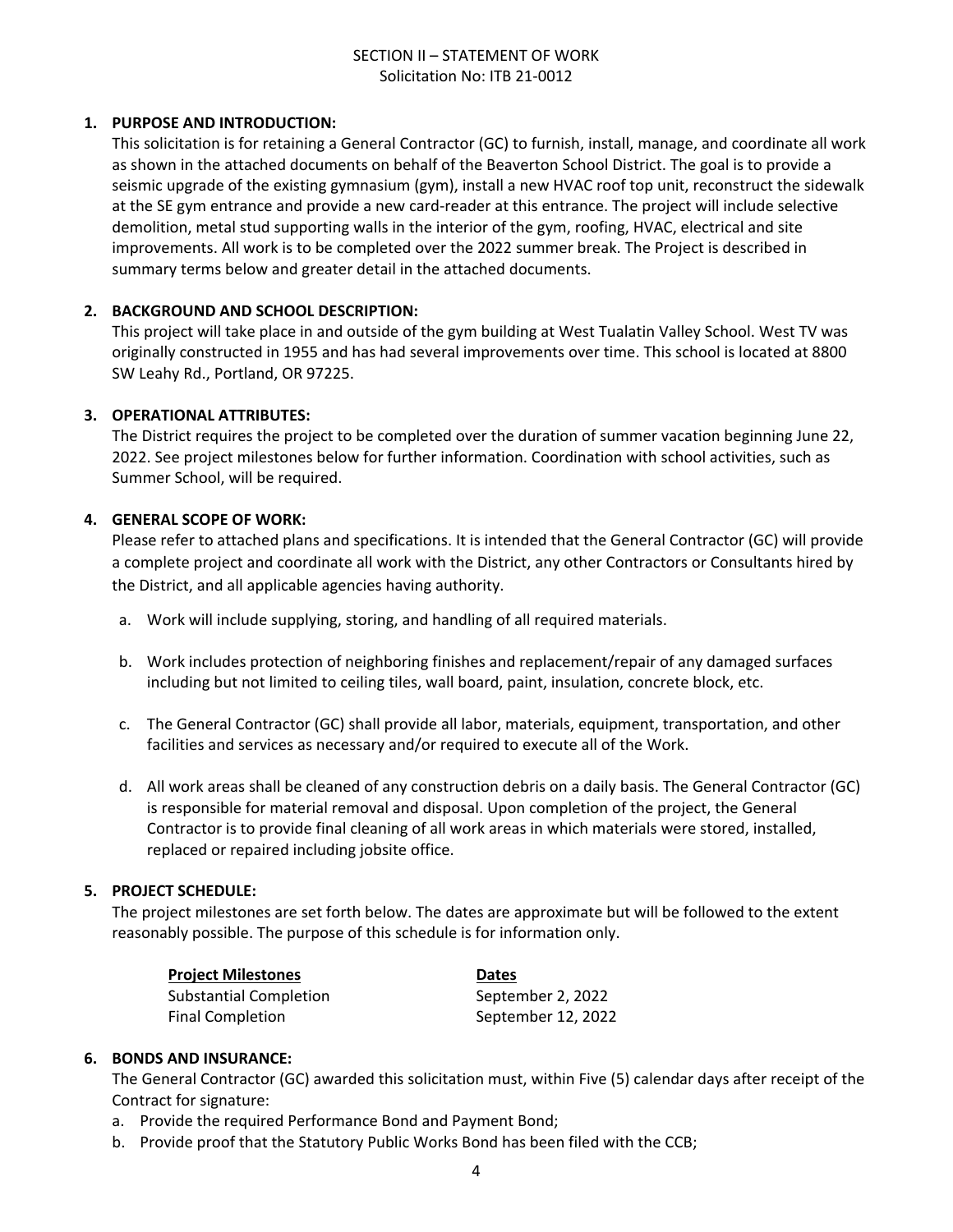# SECTION II – STATEMENT OF WORK

Solicitation No: ITB 21-0012

## 1. PURPOSE AND INTRODUCTION:

This solicitation is for retaining a General Contractor (GC) to furnish, install, manage, and coordinate all work as shown in the attached documents on behalf of the Beaverton School District. The goal is to provide a seismic upgrade of the existing gymnasium (gym), install a new HVAC roof top unit, reconstruct the sidewalk at the SE gym entrance and provide a new card-reader at this entrance. The project will include selective demolition, metal stud supporting walls in the interior of the gym, roofing, HVAC, electrical and site improvements. All work is to be completed over the 2022 summer break. The Project is described in summary terms below and greater detail in the attached documents.

## 2. BACKGROUND AND SCHOOL DESCRIPTION:

This project will take place in and outside of the gym building at West Tualatin Valley School. West TV was originally constructed in 1955 and has had several improvements over time. This school is located at 8800 SW Leahy Rd., Portland, OR 97225.

## 3. OPERATIONAL ATTRIBUTES:

The District requires the project to be completed over the duration of summer vacation beginning June 22, 2022. See project milestones below for further information. Coordination with school activities, such as Summer School, will be required.

## 4. GENERAL SCOPE OF WORK:

Please refer to attached plans and specifications. It is intended that the General Contractor (GC) will provide a complete project and coordinate all work with the District, any other Contractors or Consultants hired by the District, and all applicable agencies having authority.

a. Work will include supplying, storing, and handling of all required materials.

b. Work includes protection of neighboring finishes and replacement/repair of any damaged surfaces including but not limited to ceiling tiles, wall board, paint, insulation, concrete block, etc.

c. The General Contractor (GC) shall provide all labor, materials, equipment, transportation, and other facilities and services as necessary and/or required to execute all of the Work.

d. All work areas shall be cleaned of any construction debris on a daily basis. The General Contractor (GC) is responsible for material removal and disposal. Upon completion of the project, the General Contractor is to provide final cleaning of all work areas in which materials were stored, installed, replaced or repaired including jobsite office.

## 5. PROJECT SCHEDULE:

The project milestones are set forth below. The dates are approximate but will be followed to the extent reasonably possible. The purpose of this schedule is for information only.

| Project Milestones | Dates |
|---|---|
| Substantial Completion | September 2, 2022 |
| Final Completion | September 12, 2022 |

## 6. BONDS AND INSURANCE:

The General Contractor (GC) awarded this solicitation must, within Five (5) calendar days after receipt of the Contract for signature:

a. Provide the required Performance Bond and Payment Bond;

b. Provide proof that the Statutory Public Works Bond has been filed with the CCB;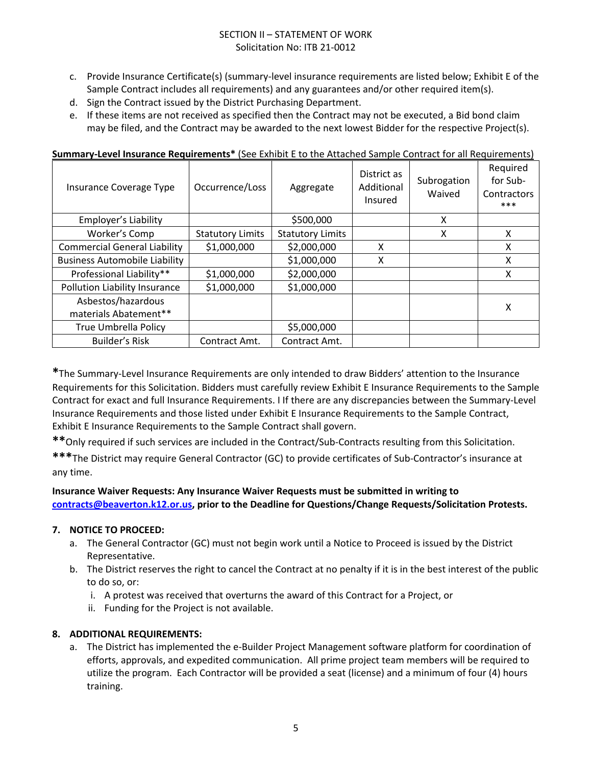c. Provide Insurance Certificate(s) (summary-level insurance requirements are listed below; Exhibit E of the Sample Contract includes all requirements) and any guarantees and/or other required item(s).
d. Sign the Contract issued by the District Purchasing Department.
e. If these items are not received as specified then the Contract may not be executed, a Bid bond claim may be filed, and the Contract may be awarded to the next lowest Bidder for the respective Project(s).

**Summary-Level Insurance Requirements*** (See Exhibit E to the Attached Sample Contract for all Requirements)

| Insurance Coverage Type | Occurrence/Loss | Aggregate | District as Additional Insured | Subrogation Waived | Required for Sub-Contractors *** |
|---|---|---|---|---|---|
| Employer's Liability | | $500,000 | | X | |
| Worker's Comp | Statutory Limits | Statutory Limits | | X | X |
| Commercial General Liability | $1,000,000 | $2,000,000 | X | | X |
| Business Automobile Liability | | $1,000,000 | X | | X |
| Professional Liability** | $1,000,000 | $2,000,000 | | | X |
| Pollution Liability Insurance | $1,000,000 | $1,000,000 | | | |
| Asbestos/hazardous materials Abatement** | | | | | X |
| True Umbrella Policy | | $5,000,000 | | | |
| Builder's Risk | Contract Amt. | Contract Amt. | | | |

**\***The Summary-Level Insurance Requirements are only intended to draw Bidders' attention to the Insurance Requirements for this Solicitation. Bidders must carefully review Exhibit E Insurance Requirements to the Sample Contract for exact and full Insurance Requirements. I If there are any discrepancies between the Summary-Level Insurance Requirements and those listed under Exhibit E Insurance Requirements to the Sample Contract, Exhibit E Insurance Requirements to the Sample Contract shall govern.

**\*\***Only required if such services are included in the Contract/Sub-Contracts resulting from this Solicitation.

**\*\*\***The District may require General Contractor (GC) to provide certificates of Sub-Contractor's insurance at any time.

**Insurance Waiver Requests: Any Insurance Waiver Requests must be submitted in writing to contracts@beaverton.k12.or.us, prior to the Deadline for Questions/Change Requests/Solicitation Protests.**

### 7. NOTICE TO PROCEED:

a. The General Contractor (GC) must not begin work until a Notice to Proceed is issued by the District Representative.
b. The District reserves the right to cancel the Contract at no penalty if it is in the best interest of the public to do so, or:
   i. A protest was received that overturns the award of this Contract for a Project, or
   ii. Funding for the Project is not available.

### 8. ADDITIONAL REQUIREMENTS:

a. The District has implemented the e-Builder Project Management software platform for coordination of efforts, approvals, and expedited communication. All prime project team members will be required to utilize the program. Each Contractor will be provided a seat (license) and a minimum of four (4) hours training.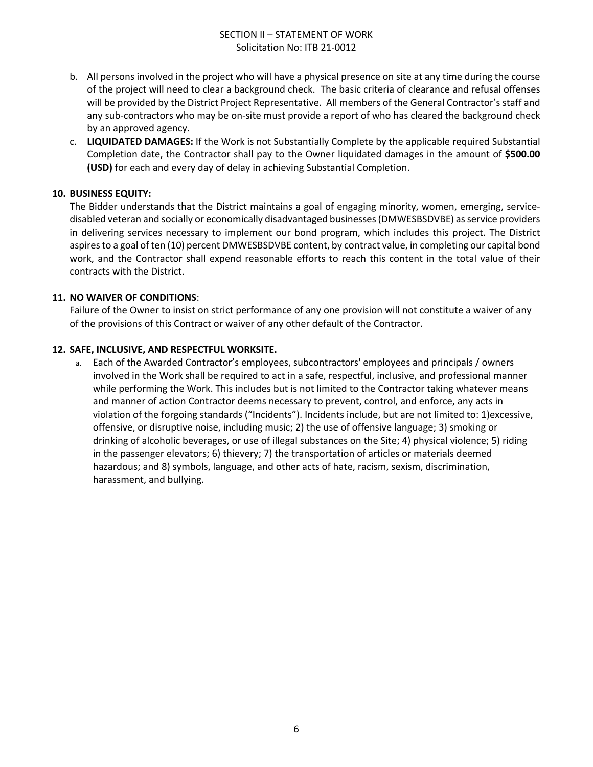b. All persons involved in the project who will have a physical presence on site at any time during the course of the project will need to clear a background check. The basic criteria of clearance and refusal offenses will be provided by the District Project Representative. All members of the General Contractor's staff and any sub-contractors who may be on-site must provide a report of who has cleared the background check by an approved agency.

c. **LIQUIDATED DAMAGES:** If the Work is not Substantially Complete by the applicable required Substantial Completion date, the Contractor shall pay to the Owner liquidated damages in the amount of **$500.00 (USD)** for each and every day of delay in achieving Substantial Completion.

**10. BUSINESS EQUITY:**

The Bidder understands that the District maintains a goal of engaging minority, women, emerging, service-disabled veteran and socially or economically disadvantaged businesses (DMWESBSDVBE) as service providers in delivering services necessary to implement our bond program, which includes this project. The District aspires to a goal of ten (10) percent DMWESBSDVBE content, by contract value, in completing our capital bond work, and the Contractor shall expend reasonable efforts to reach this content in the total value of their contracts with the District.

**11. NO WAIVER OF CONDITIONS**:

Failure of the Owner to insist on strict performance of any one provision will not constitute a waiver of any of the provisions of this Contract or waiver of any other default of the Contractor.

**12. SAFE, INCLUSIVE, AND RESPECTFUL WORKSITE.**

a. Each of the Awarded Contractor's employees, subcontractors' employees and principals / owners involved in the Work shall be required to act in a safe, respectful, inclusive, and professional manner while performing the Work. This includes but is not limited to the Contractor taking whatever means and manner of action Contractor deems necessary to prevent, control, and enforce, any acts in violation of the forgoing standards ("Incidents"). Incidents include, but are not limited to: 1)excessive, offensive, or disruptive noise, including music; 2) the use of offensive language; 3) smoking or drinking of alcoholic beverages, or use of illegal substances on the Site; 4) physical violence; 5) riding in the passenger elevators; 6) thievery; 7) the transportation of articles or materials deemed hazardous; and 8) symbols, language, and other acts of hate, racism, sexism, discrimination, harassment, and bullying.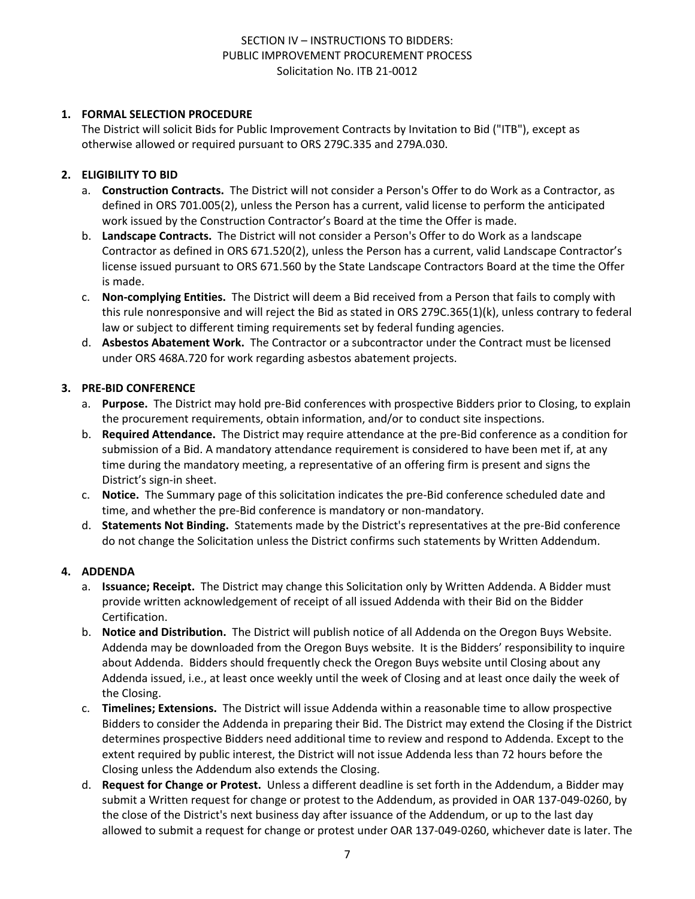SECTION IV – INSTRUCTIONS TO BIDDERS:
PUBLIC IMPROVEMENT PROCUREMENT PROCESS
Solicitation No. ITB 21-0012

## 1. FORMAL SELECTION PROCEDURE

The District will solicit Bids for Public Improvement Contracts by Invitation to Bid ("ITB"), except as otherwise allowed or required pursuant to ORS 279C.335 and 279A.030.

## 2. ELIGIBILITY TO BID

a. **Construction Contracts.** The District will not consider a Person's Offer to do Work as a Contractor, as defined in ORS 701.005(2), unless the Person has a current, valid license to perform the anticipated work issued by the Construction Contractor's Board at the time the Offer is made.

b. **Landscape Contracts.** The District will not consider a Person's Offer to do Work as a landscape Contractor as defined in ORS 671.520(2), unless the Person has a current, valid Landscape Contractor's license issued pursuant to ORS 671.560 by the State Landscape Contractors Board at the time the Offer is made.

c. **Non-complying Entities.** The District will deem a Bid received from a Person that fails to comply with this rule nonresponsive and will reject the Bid as stated in ORS 279C.365(1)(k), unless contrary to federal law or subject to different timing requirements set by federal funding agencies.

d. **Asbestos Abatement Work.** The Contractor or a subcontractor under the Contract must be licensed under ORS 468A.720 for work regarding asbestos abatement projects.

## 3. PRE-BID CONFERENCE

a. **Purpose.** The District may hold pre-Bid conferences with prospective Bidders prior to Closing, to explain the procurement requirements, obtain information, and/or to conduct site inspections.

b. **Required Attendance.** The District may require attendance at the pre-Bid conference as a condition for submission of a Bid. A mandatory attendance requirement is considered to have been met if, at any time during the mandatory meeting, a representative of an offering firm is present and signs the District's sign-in sheet.

c. **Notice.** The Summary page of this solicitation indicates the pre-Bid conference scheduled date and time, and whether the pre-Bid conference is mandatory or non-mandatory.

d. **Statements Not Binding.** Statements made by the District's representatives at the pre-Bid conference do not change the Solicitation unless the District confirms such statements by Written Addendum.

## 4. ADDENDA

a. **Issuance; Receipt.** The District may change this Solicitation only by Written Addenda. A Bidder must provide written acknowledgement of receipt of all issued Addenda with their Bid on the Bidder Certification.

b. **Notice and Distribution.** The District will publish notice of all Addenda on the Oregon Buys Website. Addenda may be downloaded from the Oregon Buys website. It is the Bidders' responsibility to inquire about Addenda. Bidders should frequently check the Oregon Buys website until Closing about any Addenda issued, i.e., at least once weekly until the week of Closing and at least once daily the week of the Closing.

c. **Timelines; Extensions.** The District will issue Addenda within a reasonable time to allow prospective Bidders to consider the Addenda in preparing their Bid. The District may extend the Closing if the District determines prospective Bidders need additional time to review and respond to Addenda. Except to the extent required by public interest, the District will not issue Addenda less than 72 hours before the Closing unless the Addendum also extends the Closing.

d. **Request for Change or Protest.** Unless a different deadline is set forth in the Addendum, a Bidder may submit a Written request for change or protest to the Addendum, as provided in OAR 137-049-0260, by the close of the District's next business day after issuance of the Addendum, or up to the last day allowed to submit a request for change or protest under OAR 137-049-0260, whichever date is later. The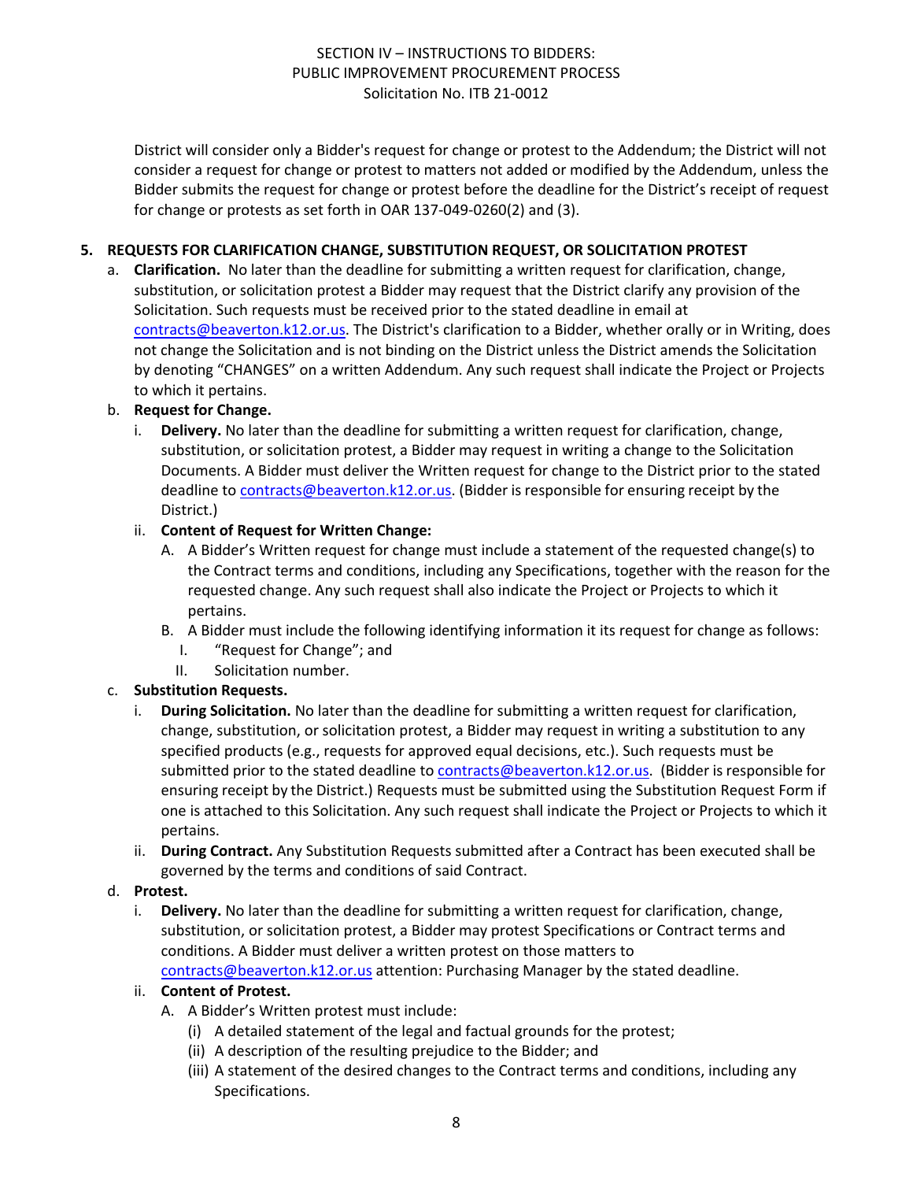District will consider only a Bidder's request for change or protest to the Addendum; the District will not consider a request for change or protest to matters not added or modified by the Addendum, unless the Bidder submits the request for change or protest before the deadline for the District's receipt of request for change or protests as set forth in OAR 137-049-0260(2) and (3).

## 5. REQUESTS FOR CLARIFICATION CHANGE, SUBSTITUTION REQUEST, OR SOLICITATION PROTEST

a. **Clarification.** No later than the deadline for submitting a written request for clarification, change, substitution, or solicitation protest a Bidder may request that the District clarify any provision of the Solicitation. Such requests must be received prior to the stated deadline in email at contracts@beaverton.k12.or.us. The District's clarification to a Bidder, whether orally or in Writing, does not change the Solicitation and is not binding on the District unless the District amends the Solicitation by denoting "CHANGES" on a written Addendum. Any such request shall indicate the Project or Projects to which it pertains.

b. **Request for Change.**

   i. **Delivery.** No later than the deadline for submitting a written request for clarification, change, substitution, or solicitation protest, a Bidder may request in writing a change to the Solicitation Documents. A Bidder must deliver the Written request for change to the District prior to the stated deadline to contracts@beaverton.k12.or.us. (Bidder is responsible for ensuring receipt by the District.)

   ii. **Content of Request for Written Change:**

      A. A Bidder's Written request for change must include a statement of the requested change(s) to the Contract terms and conditions, including any Specifications, together with the reason for the requested change. Any such request shall also indicate the Project or Projects to which it pertains.

      B. A Bidder must include the following identifying information it its request for change as follows:

         I. "Request for Change"; and

         II. Solicitation number.

c. **Substitution Requests.**

   i. **During Solicitation.** No later than the deadline for submitting a written request for clarification, change, substitution, or solicitation protest, a Bidder may request in writing a substitution to any specified products (e.g., requests for approved equal decisions, etc.). Such requests must be submitted prior to the stated deadline to contracts@beaverton.k12.or.us. (Bidder is responsible for ensuring receipt by the District.) Requests must be submitted using the Substitution Request Form if one is attached to this Solicitation. Any such request shall indicate the Project or Projects to which it pertains.

   ii. **During Contract.** Any Substitution Requests submitted after a Contract has been executed shall be governed by the terms and conditions of said Contract.

d. **Protest.**

   i. **Delivery.** No later than the deadline for submitting a written request for clarification, change, substitution, or solicitation protest, a Bidder may protest Specifications or Contract terms and conditions. A Bidder must deliver a written protest on those matters to contracts@beaverton.k12.or.us attention: Purchasing Manager by the stated deadline.

   ii. **Content of Protest.**

      A. A Bidder's Written protest must include:

         (i) A detailed statement of the legal and factual grounds for the protest;

         (ii) A description of the resulting prejudice to the Bidder; and

         (iii) A statement of the desired changes to the Contract terms and conditions, including any Specifications.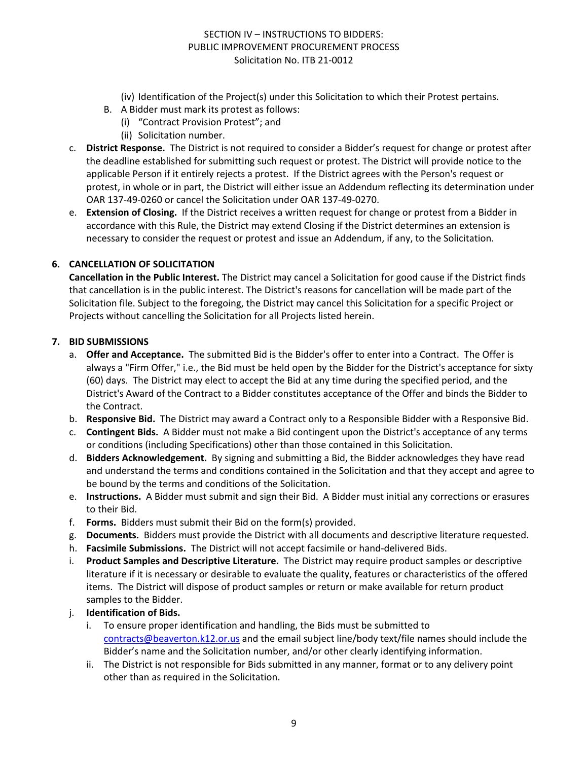(iv) Identification of the Project(s) under this Solicitation to which their Protest pertains.

B. A Bidder must mark its protest as follows:
   (i) "Contract Provision Protest"; and
   (ii) Solicitation number.

c. **District Response.** The District is not required to consider a Bidder's request for change or protest after the deadline established for submitting such request or protest. The District will provide notice to the applicable Person if it entirely rejects a protest. If the District agrees with the Person's request or protest, in whole or in part, the District will either issue an Addendum reflecting its determination under OAR 137-49-0260 or cancel the Solicitation under OAR 137-49-0270.

e. **Extension of Closing.** If the District receives a written request for change or protest from a Bidder in accordance with this Rule, the District may extend Closing if the District determines an extension is necessary to consider the request or protest and issue an Addendum, if any, to the Solicitation.

## 6. CANCELLATION OF SOLICITATION

**Cancellation in the Public Interest.** The District may cancel a Solicitation for good cause if the District finds that cancellation is in the public interest. The District's reasons for cancellation will be made part of the Solicitation file. Subject to the foregoing, the District may cancel this Solicitation for a specific Project or Projects without cancelling the Solicitation for all Projects listed herein.

## 7. BID SUBMISSIONS

a. **Offer and Acceptance.** The submitted Bid is the Bidder's offer to enter into a Contract. The Offer is always a "Firm Offer," i.e., the Bid must be held open by the Bidder for the District's acceptance for sixty (60) days. The District may elect to accept the Bid at any time during the specified period, and the District's Award of the Contract to a Bidder constitutes acceptance of the Offer and binds the Bidder to the Contract.

b. **Responsive Bid.** The District may award a Contract only to a Responsible Bidder with a Responsive Bid.

c. **Contingent Bids.** A Bidder must not make a Bid contingent upon the District's acceptance of any terms or conditions (including Specifications) other than those contained in this Solicitation.

d. **Bidders Acknowledgement.** By signing and submitting a Bid, the Bidder acknowledges they have read and understand the terms and conditions contained in the Solicitation and that they accept and agree to be bound by the terms and conditions of the Solicitation.

e. **Instructions.** A Bidder must submit and sign their Bid. A Bidder must initial any corrections or erasures to their Bid.

f. **Forms.** Bidders must submit their Bid on the form(s) provided.

g. **Documents.** Bidders must provide the District with all documents and descriptive literature requested.

h. **Facsimile Submissions.** The District will not accept facsimile or hand-delivered Bids.

i. **Product Samples and Descriptive Literature.** The District may require product samples or descriptive literature if it is necessary or desirable to evaluate the quality, features or characteristics of the offered items. The District will dispose of product samples or return or make available for return product samples to the Bidder.

j. **Identification of Bids.**
   i. To ensure proper identification and handling, the Bids must be submitted to [contracts@beaverton.k12.or.us](mailto:contracts@beaverton.k12.or.us) and the email subject line/body text/file names should include the Bidder's name and the Solicitation number, and/or other clearly identifying information.
   ii. The District is not responsible for Bids submitted in any manner, format or to any delivery point other than as required in the Solicitation.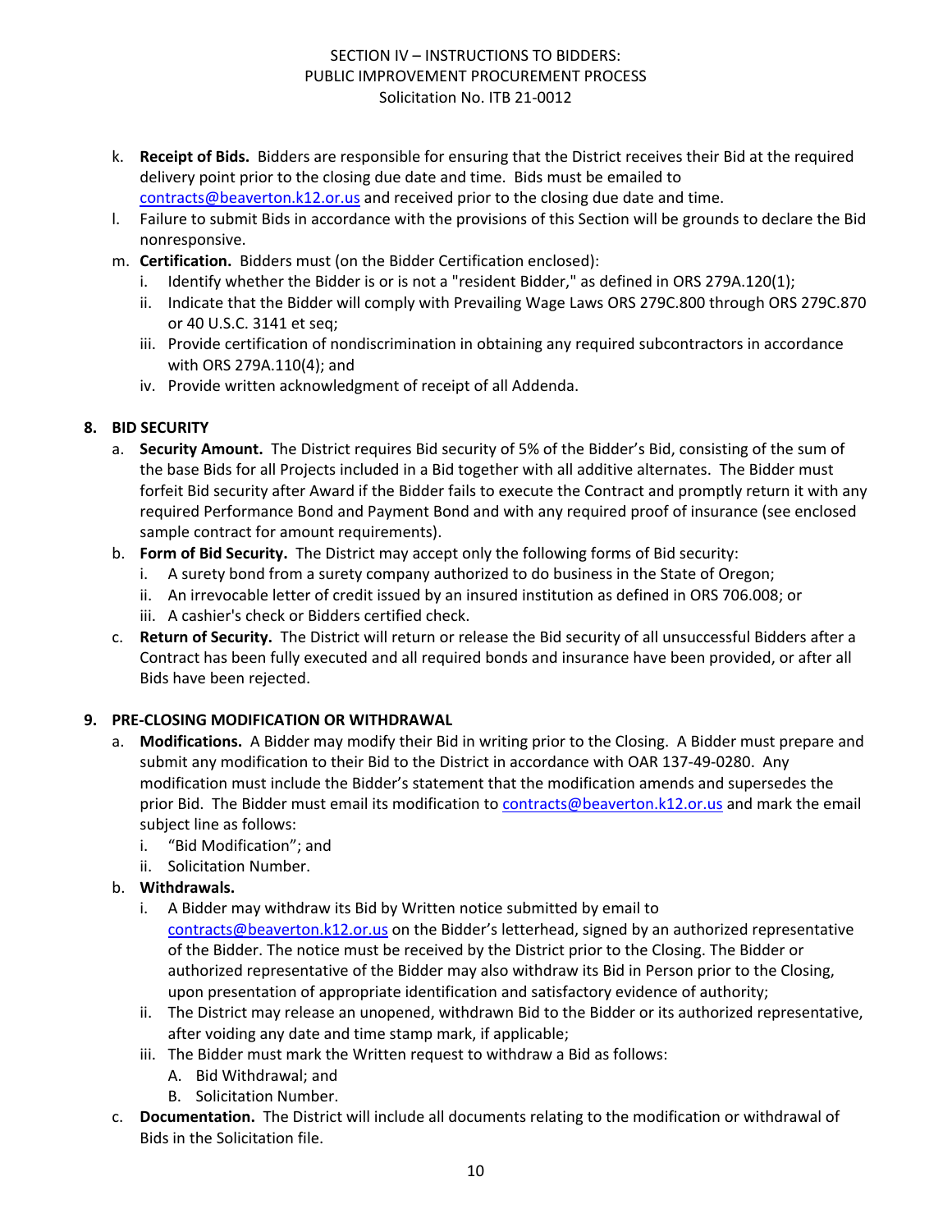k. **Receipt of Bids.** Bidders are responsible for ensuring that the District receives their Bid at the required delivery point prior to the closing due date and time. Bids must be emailed to contracts@beaverton.k12.or.us and received prior to the closing due date and time.

l. Failure to submit Bids in accordance with the provisions of this Section will be grounds to declare the Bid nonresponsive.

m. **Certification.** Bidders must (on the Bidder Certification enclosed):
   i. Identify whether the Bidder is or is not a "resident Bidder," as defined in ORS 279A.120(1);
   ii. Indicate that the Bidder will comply with Prevailing Wage Laws ORS 279C.800 through ORS 279C.870 or 40 U.S.C. 3141 et seq;
   iii. Provide certification of nondiscrimination in obtaining any required subcontractors in accordance with ORS 279A.110(4); and
   iv. Provide written acknowledgment of receipt of all Addenda.

## 8. BID SECURITY

a. **Security Amount.** The District requires Bid security of 5% of the Bidder's Bid, consisting of the sum of the base Bids for all Projects included in a Bid together with all additive alternates. The Bidder must forfeit Bid security after Award if the Bidder fails to execute the Contract and promptly return it with any required Performance Bond and Payment Bond and with any required proof of insurance (see enclosed sample contract for amount requirements).

b. **Form of Bid Security.** The District may accept only the following forms of Bid security:
   i. A surety bond from a surety company authorized to do business in the State of Oregon;
   ii. An irrevocable letter of credit issued by an insured institution as defined in ORS 706.008; or
   iii. A cashier's check or Bidders certified check.

c. **Return of Security.** The District will return or release the Bid security of all unsuccessful Bidders after a Contract has been fully executed and all required bonds and insurance have been provided, or after all Bids have been rejected.

## 9. PRE-CLOSING MODIFICATION OR WITHDRAWAL

a. **Modifications.** A Bidder may modify their Bid in writing prior to the Closing. A Bidder must prepare and submit any modification to their Bid to the District in accordance with OAR 137-49-0280. Any modification must include the Bidder's statement that the modification amends and supersedes the prior Bid. The Bidder must email its modification to contracts@beaverton.k12.or.us and mark the email subject line as follows:
   i. "Bid Modification"; and
   ii. Solicitation Number.

b. **Withdrawals.**
   i. A Bidder may withdraw its Bid by Written notice submitted by email to contracts@beaverton.k12.or.us on the Bidder's letterhead, signed by an authorized representative of the Bidder. The notice must be received by the District prior to the Closing. The Bidder or authorized representative of the Bidder may also withdraw its Bid in Person prior to the Closing, upon presentation of appropriate identification and satisfactory evidence of authority;
   ii. The District may release an unopened, withdrawn Bid to the Bidder or its authorized representative, after voiding any date and time stamp mark, if applicable;
   iii. The Bidder must mark the Written request to withdraw a Bid as follows:
      A. Bid Withdrawal; and
      B. Solicitation Number.

c. **Documentation.** The District will include all documents relating to the modification or withdrawal of Bids in the Solicitation file.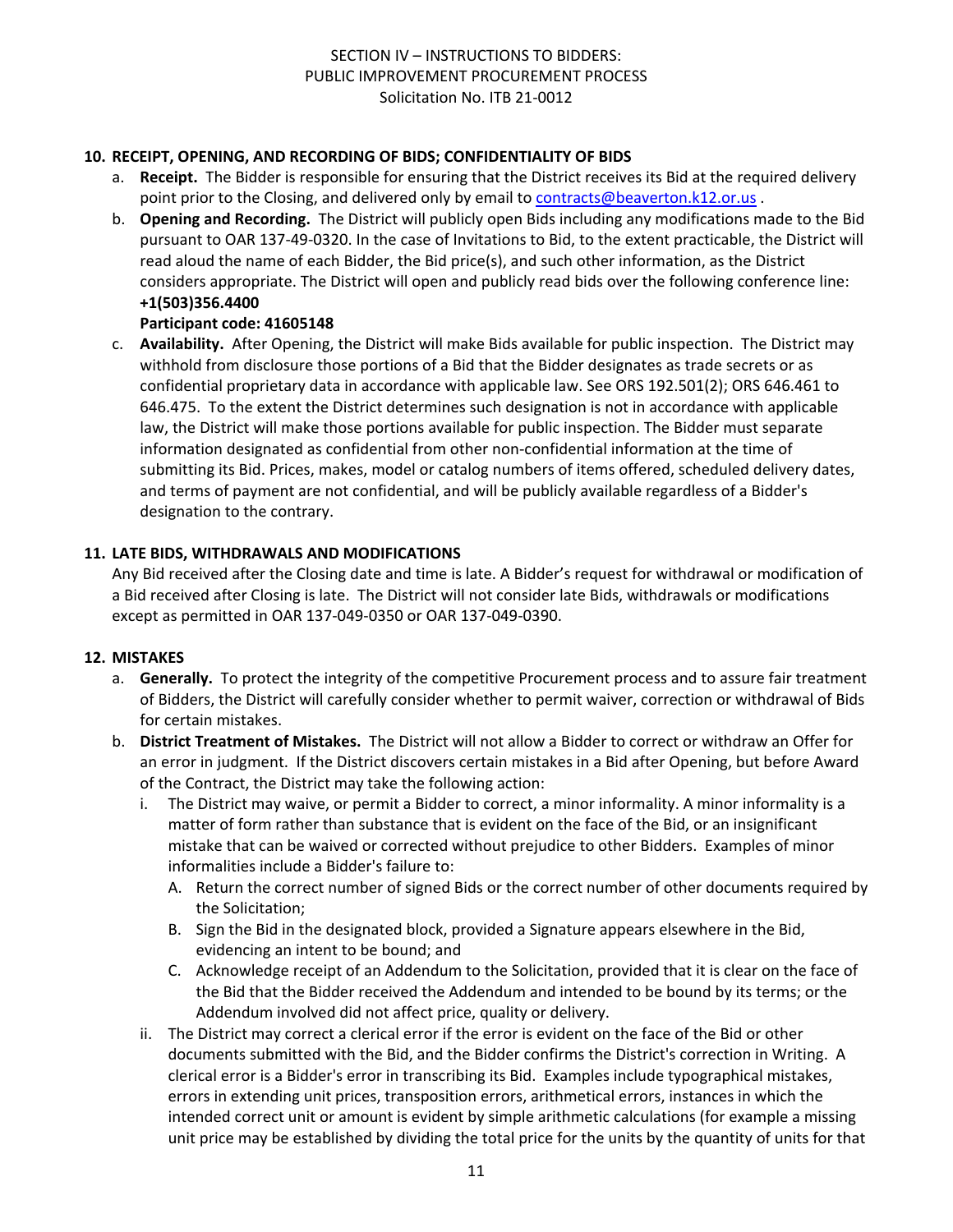## 10. RECEIPT, OPENING, AND RECORDING OF BIDS; CONFIDENTIALITY OF BIDS

a. **Receipt.** The Bidder is responsible for ensuring that the District receives its Bid at the required delivery point prior to the Closing, and delivered only by email to contracts@beaverton.k12.or.us .

b. **Opening and Recording.** The District will publicly open Bids including any modifications made to the Bid pursuant to OAR 137-49-0320. In the case of Invitations to Bid, to the extent practicable, the District will read aloud the name of each Bidder, the Bid price(s), and such other information, as the District considers appropriate. The District will open and publicly read bids over the following conference line:
**+1(503)356.4400**
**Participant code: 41605148**

c. **Availability.** After Opening, the District will make Bids available for public inspection. The District may withhold from disclosure those portions of a Bid that the Bidder designates as trade secrets or as confidential proprietary data in accordance with applicable law. See ORS 192.501(2); ORS 646.461 to 646.475. To the extent the District determines such designation is not in accordance with applicable law, the District will make those portions available for public inspection. The Bidder must separate information designated as confidential from other non-confidential information at the time of submitting its Bid. Prices, makes, model or catalog numbers of items offered, scheduled delivery dates, and terms of payment are not confidential, and will be publicly available regardless of a Bidder's designation to the contrary.

## 11. LATE BIDS, WITHDRAWALS AND MODIFICATIONS

Any Bid received after the Closing date and time is late. A Bidder's request for withdrawal or modification of a Bid received after Closing is late. The District will not consider late Bids, withdrawals or modifications except as permitted in OAR 137-049-0350 or OAR 137-049-0390.

## 12. MISTAKES

a. **Generally.** To protect the integrity of the competitive Procurement process and to assure fair treatment of Bidders, the District will carefully consider whether to permit waiver, correction or withdrawal of Bids for certain mistakes.

b. **District Treatment of Mistakes.** The District will not allow a Bidder to correct or withdraw an Offer for an error in judgment. If the District discovers certain mistakes in a Bid after Opening, but before Award of the Contract, the District may take the following action:

   i. The District may waive, or permit a Bidder to correct, a minor informality. A minor informality is a matter of form rather than substance that is evident on the face of the Bid, or an insignificant mistake that can be waived or corrected without prejudice to other Bidders. Examples of minor informalities include a Bidder's failure to:

      A. Return the correct number of signed Bids or the correct number of other documents required by the Solicitation;

      B. Sign the Bid in the designated block, provided a Signature appears elsewhere in the Bid, evidencing an intent to be bound; and

      C. Acknowledge receipt of an Addendum to the Solicitation, provided that it is clear on the face of the Bid that the Bidder received the Addendum and intended to be bound by its terms; or the Addendum involved did not affect price, quality or delivery.

   ii. The District may correct a clerical error if the error is evident on the face of the Bid or other documents submitted with the Bid, and the Bidder confirms the District's correction in Writing. A clerical error is a Bidder's error in transcribing its Bid. Examples include typographical mistakes, errors in extending unit prices, transposition errors, arithmetical errors, instances in which the intended correct unit or amount is evident by simple arithmetic calculations (for example a missing unit price may be established by dividing the total price for the units by the quantity of units for that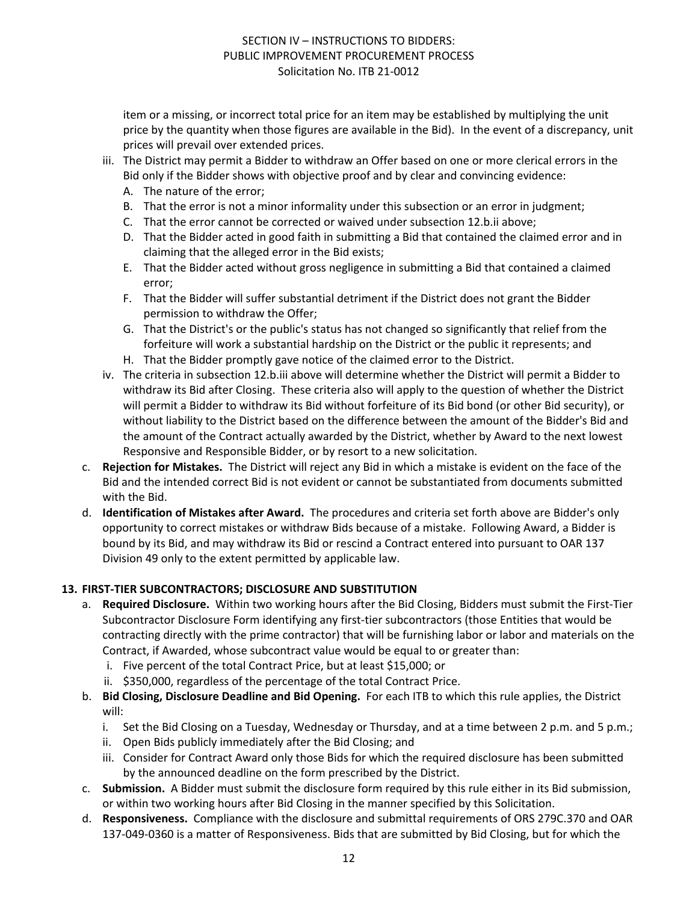item or a missing, or incorrect total price for an item may be established by multiplying the unit price by the quantity when those figures are available in the Bid). In the event of a discrepancy, unit prices will prevail over extended prices.

- iii. The District may permit a Bidder to withdraw an Offer based on one or more clerical errors in the Bid only if the Bidder shows with objective proof and by clear and convincing evidence:
  - A. The nature of the error;
  - B. That the error is not a minor informality under this subsection or an error in judgment;
  - C. That the error cannot be corrected or waived under subsection 12.b.ii above;
  - D. That the Bidder acted in good faith in submitting a Bid that contained the claimed error and in claiming that the alleged error in the Bid exists;
  - E. That the Bidder acted without gross negligence in submitting a Bid that contained a claimed error;
  - F. That the Bidder will suffer substantial detriment if the District does not grant the Bidder permission to withdraw the Offer;
  - G. That the District's or the public's status has not changed so significantly that relief from the forfeiture will work a substantial hardship on the District or the public it represents; and
  - H. That the Bidder promptly gave notice of the claimed error to the District.
- iv. The criteria in subsection 12.b.iii above will determine whether the District will permit a Bidder to withdraw its Bid after Closing. These criteria also will apply to the question of whether the District will permit a Bidder to withdraw its Bid without forfeiture of its Bid bond (or other Bid security), or without liability to the District based on the difference between the amount of the Bidder's Bid and the amount of the Contract actually awarded by the District, whether by Award to the next lowest Responsive and Responsible Bidder, or by resort to a new solicitation.

c. **Rejection for Mistakes.** The District will reject any Bid in which a mistake is evident on the face of the Bid and the intended correct Bid is not evident or cannot be substantiated from documents submitted with the Bid.

d. **Identification of Mistakes after Award.** The procedures and criteria set forth above are Bidder's only opportunity to correct mistakes or withdraw Bids because of a mistake. Following Award, a Bidder is bound by its Bid, and may withdraw its Bid or rescind a Contract entered into pursuant to OAR 137 Division 49 only to the extent permitted by applicable law.

**13. FIRST-TIER SUBCONTRACTORS; DISCLOSURE AND SUBSTITUTION**

a. **Required Disclosure.** Within two working hours after the Bid Closing, Bidders must submit the First-Tier Subcontractor Disclosure Form identifying any first-tier subcontractors (those Entities that would be contracting directly with the prime contractor) that will be furnishing labor or labor and materials on the Contract, if Awarded, whose subcontract value would be equal to or greater than:

- i. Five percent of the total Contract Price, but at least $15,000; or
- ii. $350,000, regardless of the percentage of the total Contract Price.

b. **Bid Closing, Disclosure Deadline and Bid Opening.** For each ITB to which this rule applies, the District will:

- i. Set the Bid Closing on a Tuesday, Wednesday or Thursday, and at a time between 2 p.m. and 5 p.m.;
- ii. Open Bids publicly immediately after the Bid Closing; and
- iii. Consider for Contract Award only those Bids for which the required disclosure has been submitted by the announced deadline on the form prescribed by the District.

c. **Submission.** A Bidder must submit the disclosure form required by this rule either in its Bid submission, or within two working hours after Bid Closing in the manner specified by this Solicitation.

d. **Responsiveness.** Compliance with the disclosure and submittal requirements of ORS 279C.370 and OAR 137-049-0360 is a matter of Responsiveness. Bids that are submitted by Bid Closing, but for which the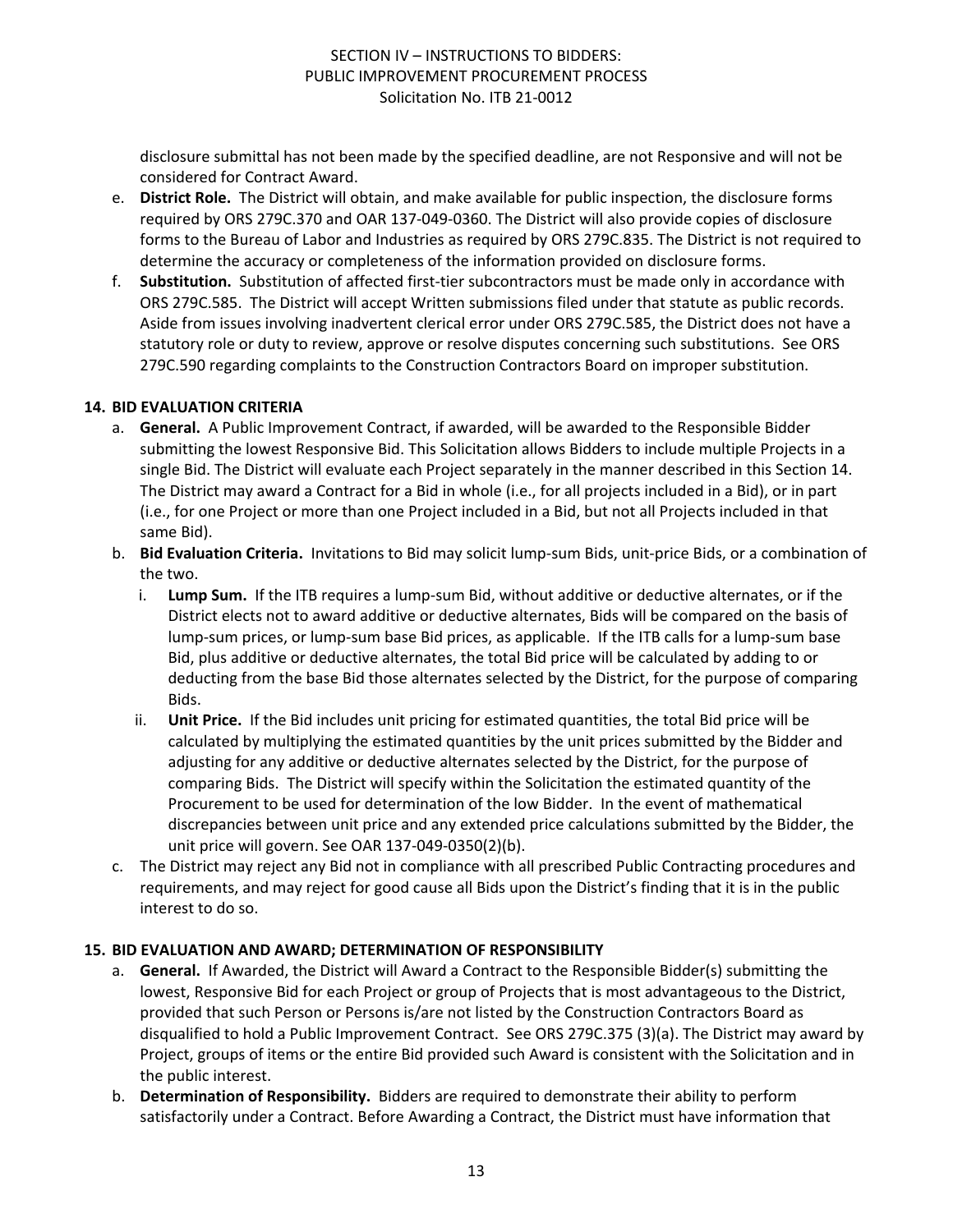disclosure submittal has not been made by the specified deadline, are not Responsive and will not be considered for Contract Award.

e. **District Role.** The District will obtain, and make available for public inspection, the disclosure forms required by ORS 279C.370 and OAR 137-049-0360. The District will also provide copies of disclosure forms to the Bureau of Labor and Industries as required by ORS 279C.835. The District is not required to determine the accuracy or completeness of the information provided on disclosure forms.

f. **Substitution.** Substitution of affected first-tier subcontractors must be made only in accordance with ORS 279C.585. The District will accept Written submissions filed under that statute as public records. Aside from issues involving inadvertent clerical error under ORS 279C.585, the District does not have a statutory role or duty to review, approve or resolve disputes concerning such substitutions. See ORS 279C.590 regarding complaints to the Construction Contractors Board on improper substitution.

## 14. BID EVALUATION CRITERIA

a. **General.** A Public Improvement Contract, if awarded, will be awarded to the Responsible Bidder submitting the lowest Responsive Bid. This Solicitation allows Bidders to include multiple Projects in a single Bid. The District will evaluate each Project separately in the manner described in this Section 14. The District may award a Contract for a Bid in whole (i.e., for all projects included in a Bid), or in part (i.e., for one Project or more than one Project included in a Bid, but not all Projects included in that same Bid).

b. **Bid Evaluation Criteria.** Invitations to Bid may solicit lump-sum Bids, unit-price Bids, or a combination of the two.

   i. **Lump Sum.** If the ITB requires a lump-sum Bid, without additive or deductive alternates, or if the District elects not to award additive or deductive alternates, Bids will be compared on the basis of lump-sum prices, or lump-sum base Bid prices, as applicable. If the ITB calls for a lump-sum base Bid, plus additive or deductive alternates, the total Bid price will be calculated by adding to or deducting from the base Bid those alternates selected by the District, for the purpose of comparing Bids.

   ii. **Unit Price.** If the Bid includes unit pricing for estimated quantities, the total Bid price will be calculated by multiplying the estimated quantities by the unit prices submitted by the Bidder and adjusting for any additive or deductive alternates selected by the District, for the purpose of comparing Bids. The District will specify within the Solicitation the estimated quantity of the Procurement to be used for determination of the low Bidder. In the event of mathematical discrepancies between unit price and any extended price calculations submitted by the Bidder, the unit price will govern. See OAR 137-049-0350(2)(b).

c. The District may reject any Bid not in compliance with all prescribed Public Contracting procedures and requirements, and may reject for good cause all Bids upon the District's finding that it is in the public interest to do so.

## 15. BID EVALUATION AND AWARD; DETERMINATION OF RESPONSIBILITY

a. **General.** If Awarded, the District will Award a Contract to the Responsible Bidder(s) submitting the lowest, Responsive Bid for each Project or group of Projects that is most advantageous to the District, provided that such Person or Persons is/are not listed by the Construction Contractors Board as disqualified to hold a Public Improvement Contract. See ORS 279C.375 (3)(a). The District may award by Project, groups of items or the entire Bid provided such Award is consistent with the Solicitation and in the public interest.

b. **Determination of Responsibility.** Bidders are required to demonstrate their ability to perform satisfactorily under a Contract. Before Awarding a Contract, the District must have information that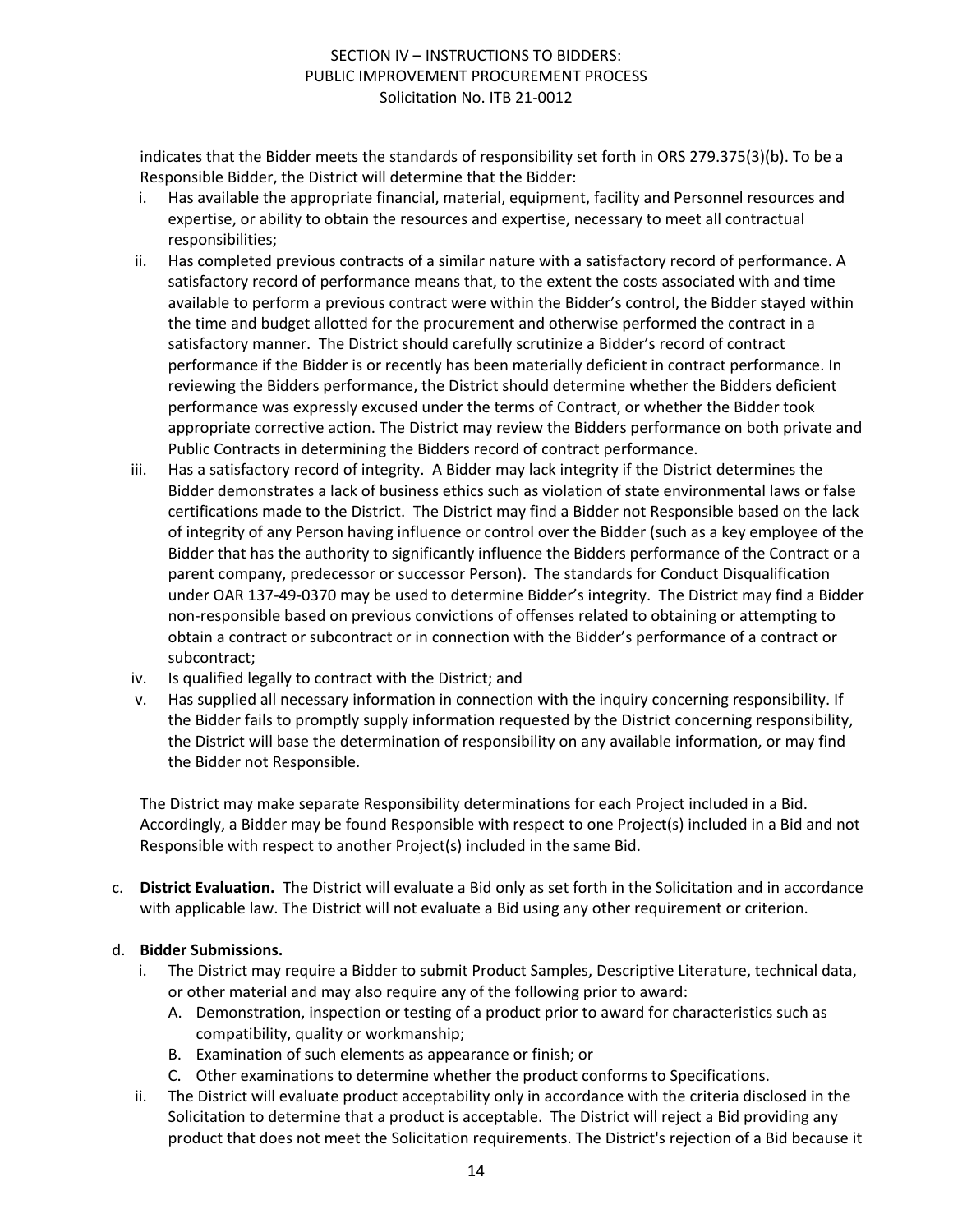indicates that the Bidder meets the standards of responsibility set forth in ORS 279.375(3)(b). To be a Responsible Bidder, the District will determine that the Bidder:

i. Has available the appropriate financial, material, equipment, facility and Personnel resources and expertise, or ability to obtain the resources and expertise, necessary to meet all contractual responsibilities;

ii. Has completed previous contracts of a similar nature with a satisfactory record of performance. A satisfactory record of performance means that, to the extent the costs associated with and time available to perform a previous contract were within the Bidder's control, the Bidder stayed within the time and budget allotted for the procurement and otherwise performed the contract in a satisfactory manner. The District should carefully scrutinize a Bidder's record of contract performance if the Bidder is or recently has been materially deficient in contract performance. In reviewing the Bidders performance, the District should determine whether the Bidders deficient performance was expressly excused under the terms of Contract, or whether the Bidder took appropriate corrective action. The District may review the Bidders performance on both private and Public Contracts in determining the Bidders record of contract performance.

iii. Has a satisfactory record of integrity. A Bidder may lack integrity if the District determines the Bidder demonstrates a lack of business ethics such as violation of state environmental laws or false certifications made to the District. The District may find a Bidder not Responsible based on the lack of integrity of any Person having influence or control over the Bidder (such as a key employee of the Bidder that has the authority to significantly influence the Bidders performance of the Contract or a parent company, predecessor or successor Person). The standards for Conduct Disqualification under OAR 137-49-0370 may be used to determine Bidder's integrity. The District may find a Bidder non-responsible based on previous convictions of offenses related to obtaining or attempting to obtain a contract or subcontract or in connection with the Bidder's performance of a contract or subcontract;

iv. Is qualified legally to contract with the District; and

v. Has supplied all necessary information in connection with the inquiry concerning responsibility. If the Bidder fails to promptly supply information requested by the District concerning responsibility, the District will base the determination of responsibility on any available information, or may find the Bidder not Responsible.

The District may make separate Responsibility determinations for each Project included in a Bid. Accordingly, a Bidder may be found Responsible with respect to one Project(s) included in a Bid and not Responsible with respect to another Project(s) included in the same Bid.

c. **District Evaluation.** The District will evaluate a Bid only as set forth in the Solicitation and in accordance with applicable law. The District will not evaluate a Bid using any other requirement or criterion.

d. **Bidder Submissions.**

i. The District may require a Bidder to submit Product Samples, Descriptive Literature, technical data, or other material and may also require any of the following prior to award:

   A. Demonstration, inspection or testing of a product prior to award for characteristics such as compatibility, quality or workmanship;

   B. Examination of such elements as appearance or finish; or

   C. Other examinations to determine whether the product conforms to Specifications.

ii. The District will evaluate product acceptability only in accordance with the criteria disclosed in the Solicitation to determine that a product is acceptable. The District will reject a Bid providing any product that does not meet the Solicitation requirements. The District's rejection of a Bid because it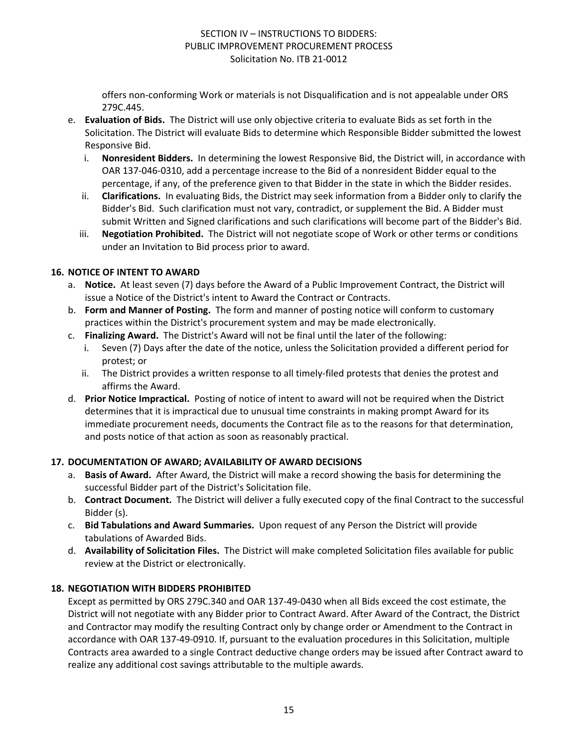offers non-conforming Work or materials is not Disqualification and is not appealable under ORS 279C.445.

e. **Evaluation of Bids.** The District will use only objective criteria to evaluate Bids as set forth in the Solicitation. The District will evaluate Bids to determine which Responsible Bidder submitted the lowest Responsive Bid.
   i. **Nonresident Bidders.** In determining the lowest Responsive Bid, the District will, in accordance with OAR 137-046-0310, add a percentage increase to the Bid of a nonresident Bidder equal to the percentage, if any, of the preference given to that Bidder in the state in which the Bidder resides.
   ii. **Clarifications.** In evaluating Bids, the District may seek information from a Bidder only to clarify the Bidder's Bid. Such clarification must not vary, contradict, or supplement the Bid. A Bidder must submit Written and Signed clarifications and such clarifications will become part of the Bidder's Bid.
   iii. **Negotiation Prohibited.** The District will not negotiate scope of Work or other terms or conditions under an Invitation to Bid process prior to award.

## 16. NOTICE OF INTENT TO AWARD

a. **Notice.** At least seven (7) days before the Award of a Public Improvement Contract, the District will issue a Notice of the District's intent to Award the Contract or Contracts.

b. **Form and Manner of Posting.** The form and manner of posting notice will conform to customary practices within the District's procurement system and may be made electronically.

c. **Finalizing Award.** The District's Award will not be final until the later of the following:
   i. Seven (7) Days after the date of the notice, unless the Solicitation provided a different period for protest; or
   ii. The District provides a written response to all timely-filed protests that denies the protest and affirms the Award.

d. **Prior Notice Impractical.** Posting of notice of intent to award will not be required when the District determines that it is impractical due to unusual time constraints in making prompt Award for its immediate procurement needs, documents the Contract file as to the reasons for that determination, and posts notice of that action as soon as reasonably practical.

## 17. DOCUMENTATION OF AWARD; AVAILABILITY OF AWARD DECISIONS

a. **Basis of Award.** After Award, the District will make a record showing the basis for determining the successful Bidder part of the District's Solicitation file.

b. **Contract Document.** The District will deliver a fully executed copy of the final Contract to the successful Bidder (s).

c. **Bid Tabulations and Award Summaries.** Upon request of any Person the District will provide tabulations of Awarded Bids.

d. **Availability of Solicitation Files.** The District will make completed Solicitation files available for public review at the District or electronically.

## 18. NEGOTIATION WITH BIDDERS PROHIBITED

Except as permitted by ORS 279C.340 and OAR 137-49-0430 when all Bids exceed the cost estimate, the District will not negotiate with any Bidder prior to Contract Award. After Award of the Contract, the District and Contractor may modify the resulting Contract only by change order or Amendment to the Contract in accordance with OAR 137-49-0910. If, pursuant to the evaluation procedures in this Solicitation, multiple Contracts area awarded to a single Contract deductive change orders may be issued after Contract award to realize any additional cost savings attributable to the multiple awards.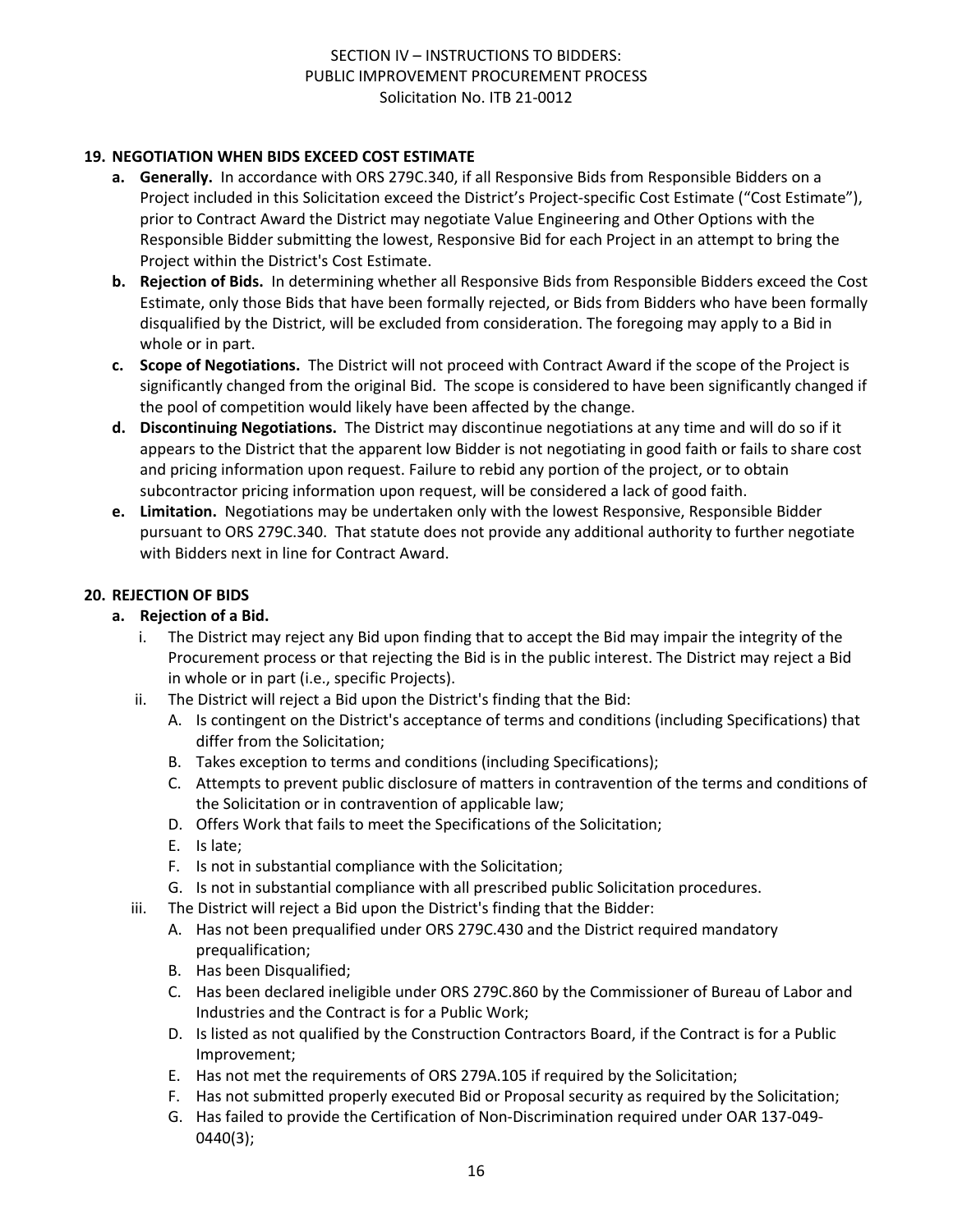## 19. NEGOTIATION WHEN BIDS EXCEED COST ESTIMATE

a. **Generally.** In accordance with ORS 279C.340, if all Responsive Bids from Responsible Bidders on a Project included in this Solicitation exceed the District's Project-specific Cost Estimate ("Cost Estimate"), prior to Contract Award the District may negotiate Value Engineering and Other Options with the Responsible Bidder submitting the lowest, Responsive Bid for each Project in an attempt to bring the Project within the District's Cost Estimate.

b. **Rejection of Bids.** In determining whether all Responsive Bids from Responsible Bidders exceed the Cost Estimate, only those Bids that have been formally rejected, or Bids from Bidders who have been formally disqualified by the District, will be excluded from consideration. The foregoing may apply to a Bid in whole or in part.

c. **Scope of Negotiations.** The District will not proceed with Contract Award if the scope of the Project is significantly changed from the original Bid. The scope is considered to have been significantly changed if the pool of competition would likely have been affected by the change.

d. **Discontinuing Negotiations.** The District may discontinue negotiations at any time and will do so if it appears to the District that the apparent low Bidder is not negotiating in good faith or fails to share cost and pricing information upon request. Failure to rebid any portion of the project, or to obtain subcontractor pricing information upon request, will be considered a lack of good faith.

e. **Limitation.** Negotiations may be undertaken only with the lowest Responsive, Responsible Bidder pursuant to ORS 279C.340. That statute does not provide any additional authority to further negotiate with Bidders next in line for Contract Award.

## 20. REJECTION OF BIDS

a. **Rejection of a Bid.**

i. The District may reject any Bid upon finding that to accept the Bid may impair the integrity of the Procurement process or that rejecting the Bid is in the public interest. The District may reject a Bid in whole or in part (i.e., specific Projects).

ii. The District will reject a Bid upon the District's finding that the Bid:

A. Is contingent on the District's acceptance of terms and conditions (including Specifications) that differ from the Solicitation;
B. Takes exception to terms and conditions (including Specifications);
C. Attempts to prevent public disclosure of matters in contravention of the terms and conditions of the Solicitation or in contravention of applicable law;
D. Offers Work that fails to meet the Specifications of the Solicitation;
E. Is late;
F. Is not in substantial compliance with the Solicitation;
G. Is not in substantial compliance with all prescribed public Solicitation procedures.

iii. The District will reject a Bid upon the District's finding that the Bidder:

A. Has not been prequalified under ORS 279C.430 and the District required mandatory prequalification;
B. Has been Disqualified;
C. Has been declared ineligible under ORS 279C.860 by the Commissioner of Bureau of Labor and Industries and the Contract is for a Public Work;
D. Is listed as not qualified by the Construction Contractors Board, if the Contract is for a Public Improvement;
E. Has not met the requirements of ORS 279A.105 if required by the Solicitation;
F. Has not submitted properly executed Bid or Proposal security as required by the Solicitation;
G. Has failed to provide the Certification of Non-Discrimination required under OAR 137-049-0440(3);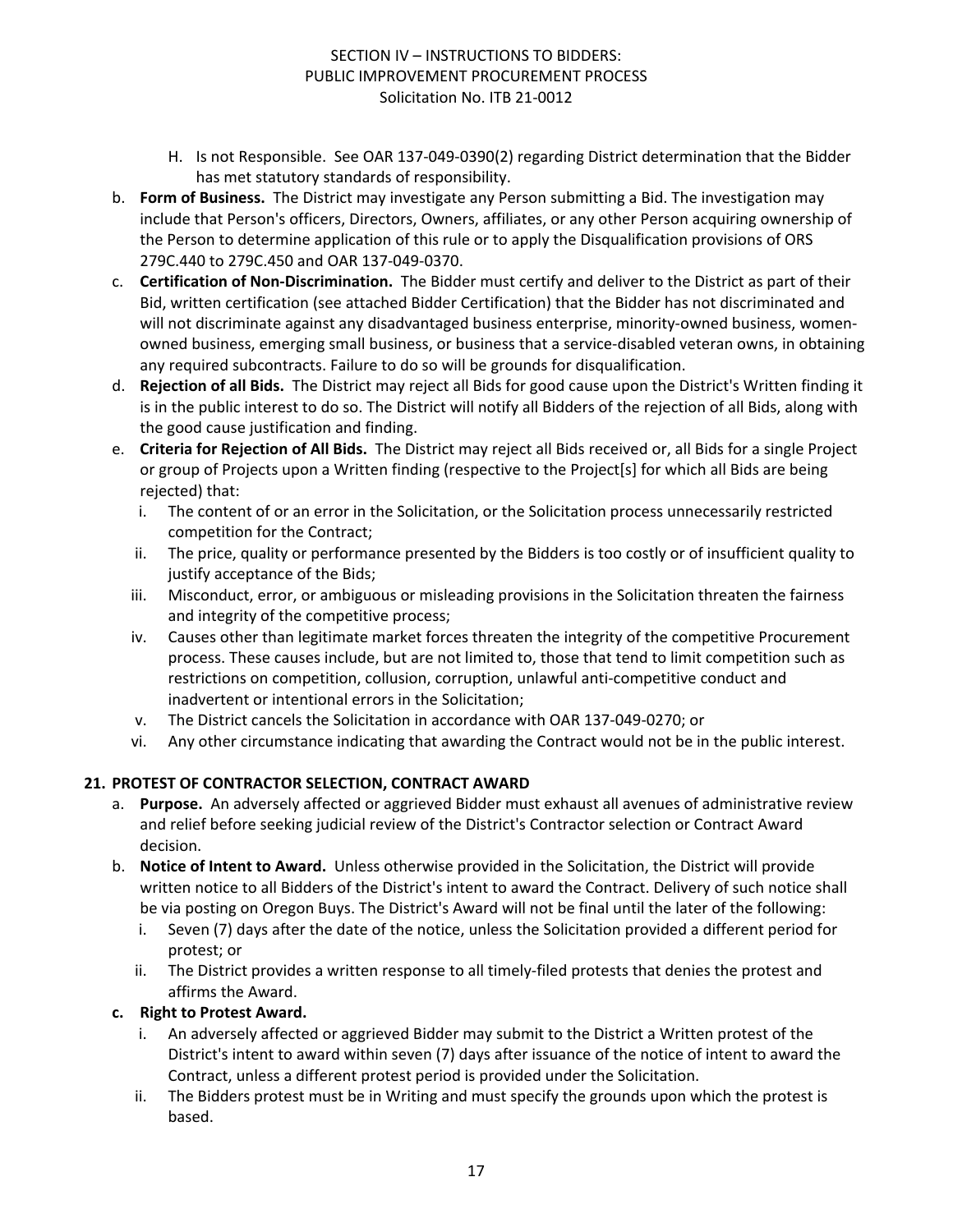H. Is not Responsible. See OAR 137-049-0390(2) regarding District determination that the Bidder has met statutory standards of responsibility.

b. **Form of Business.** The District may investigate any Person submitting a Bid. The investigation may include that Person's officers, Directors, Owners, affiliates, or any other Person acquiring ownership of the Person to determine application of this rule or to apply the Disqualification provisions of ORS 279C.440 to 279C.450 and OAR 137-049-0370.

c. **Certification of Non-Discrimination.** The Bidder must certify and deliver to the District as part of their Bid, written certification (see attached Bidder Certification) that the Bidder has not discriminated and will not discriminate against any disadvantaged business enterprise, minority-owned business, women-owned business, emerging small business, or business that a service-disabled veteran owns, in obtaining any required subcontracts. Failure to do so will be grounds for disqualification.

d. **Rejection of all Bids.** The District may reject all Bids for good cause upon the District's Written finding it is in the public interest to do so. The District will notify all Bidders of the rejection of all Bids, along with the good cause justification and finding.

e. **Criteria for Rejection of All Bids.** The District may reject all Bids received or, all Bids for a single Project or group of Projects upon a Written finding (respective to the Project[s] for which all Bids are being rejected) that:

   i. The content of or an error in the Solicitation, or the Solicitation process unnecessarily restricted competition for the Contract;

   ii. The price, quality or performance presented by the Bidders is too costly or of insufficient quality to justify acceptance of the Bids;

   iii. Misconduct, error, or ambiguous or misleading provisions in the Solicitation threaten the fairness and integrity of the competitive process;

   iv. Causes other than legitimate market forces threaten the integrity of the competitive Procurement process. These causes include, but are not limited to, those that tend to limit competition such as restrictions on competition, collusion, corruption, unlawful anti-competitive conduct and inadvertent or intentional errors in the Solicitation;

   v. The District cancels the Solicitation in accordance with OAR 137-049-0270; or

   vi. Any other circumstance indicating that awarding the Contract would not be in the public interest.

## 21. PROTEST OF CONTRACTOR SELECTION, CONTRACT AWARD

a. **Purpose.** An adversely affected or aggrieved Bidder must exhaust all avenues of administrative review and relief before seeking judicial review of the District's Contractor selection or Contract Award decision.

b. **Notice of Intent to Award.** Unless otherwise provided in the Solicitation, the District will provide written notice to all Bidders of the District's intent to award the Contract. Delivery of such notice shall be via posting on Oregon Buys. The District's Award will not be final until the later of the following:

   i. Seven (7) days after the date of the notice, unless the Solicitation provided a different period for protest; or

   ii. The District provides a written response to all timely-filed protests that denies the protest and affirms the Award.

c. **Right to Protest Award.**

   i. An adversely affected or aggrieved Bidder may submit to the District a Written protest of the District's intent to award within seven (7) days after issuance of the notice of intent to award the Contract, unless a different protest period is provided under the Solicitation.

   ii. The Bidders protest must be in Writing and must specify the grounds upon which the protest is based.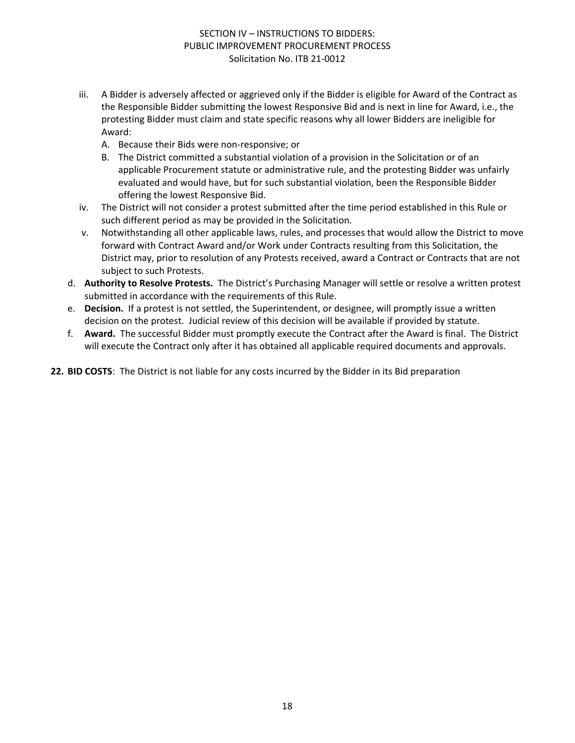iii. A Bidder is adversely affected or aggrieved only if the Bidder is eligible for Award of the Contract as the Responsible Bidder submitting the lowest Responsive Bid and is next in line for Award, i.e., the protesting Bidder must claim and state specific reasons why all lower Bidders are ineligible for Award:

   A. Because their Bids were non-responsive; or

   B. The District committed a substantial violation of a provision in the Solicitation or of an applicable Procurement statute or administrative rule, and the protesting Bidder was unfairly evaluated and would have, but for such substantial violation, been the Responsible Bidder offering the lowest Responsive Bid.

iv. The District will not consider a protest submitted after the time period established in this Rule or such different period as may be provided in the Solicitation.

v. Notwithstanding all other applicable laws, rules, and processes that would allow the District to move forward with Contract Award and/or Work under Contracts resulting from this Solicitation, the District may, prior to resolution of any Protests received, award a Contract or Contracts that are not subject to such Protests.

d. **Authority to Resolve Protests.** The District's Purchasing Manager will settle or resolve a written protest submitted in accordance with the requirements of this Rule.

e. **Decision.** If a protest is not settled, the Superintendent, or designee, will promptly issue a written decision on the protest. Judicial review of this decision will be available if provided by statute.

f. **Award.** The successful Bidder must promptly execute the Contract after the Award is final. The District will execute the Contract only after it has obtained all applicable required documents and approvals.

**22. BID COSTS**: The District is not liable for any costs incurred by the Bidder in its Bid preparation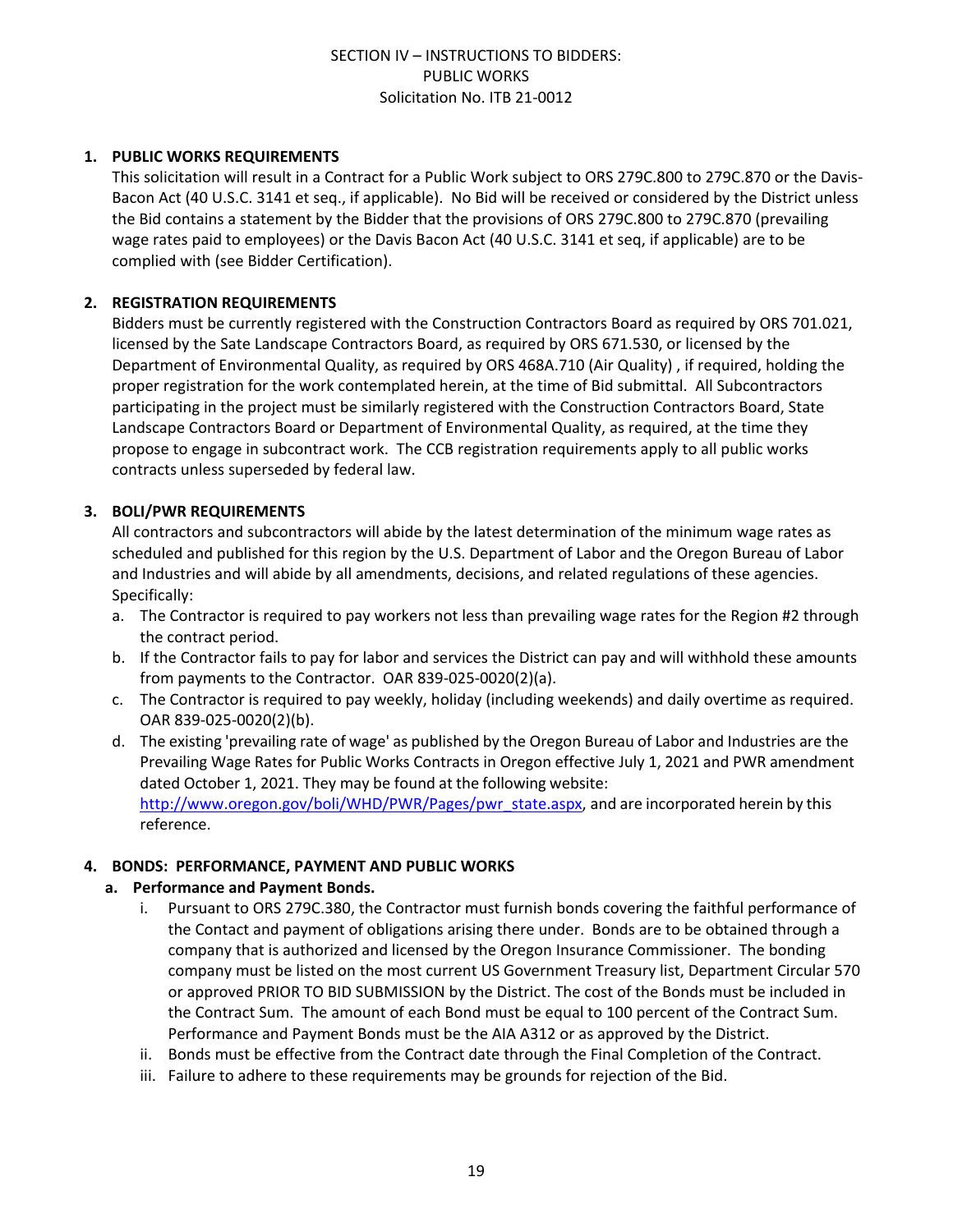SECTION IV – INSTRUCTIONS TO BIDDERS:
PUBLIC WORKS
Solicitation No. ITB 21-0012

1. **PUBLIC WORKS REQUIREMENTS**
   This solicitation will result in a Contract for a Public Work subject to ORS 279C.800 to 279C.870 or the Davis-Bacon Act (40 U.S.C. 3141 et seq., if applicable). No Bid will be received or considered by the District unless the Bid contains a statement by the Bidder that the provisions of ORS 279C.800 to 279C.870 (prevailing wage rates paid to employees) or the Davis Bacon Act (40 U.S.C. 3141 et seq, if applicable) are to be complied with (see Bidder Certification).

2. **REGISTRATION REQUIREMENTS**
   Bidders must be currently registered with the Construction Contractors Board as required by ORS 701.021, licensed by the Sate Landscape Contractors Board, as required by ORS 671.530, or licensed by the Department of Environmental Quality, as required by ORS 468A.710 (Air Quality) , if required, holding the proper registration for the work contemplated herein, at the time of Bid submittal. All Subcontractors participating in the project must be similarly registered with the Construction Contractors Board, State Landscape Contractors Board or Department of Environmental Quality, as required, at the time they propose to engage in subcontract work. The CCB registration requirements apply to all public works contracts unless superseded by federal law.

3. **BOLI/PWR REQUIREMENTS**
   All contractors and subcontractors will abide by the latest determination of the minimum wage rates as scheduled and published for this region by the U.S. Department of Labor and the Oregon Bureau of Labor and Industries and will abide by all amendments, decisions, and related regulations of these agencies. Specifically:
   a. The Contractor is required to pay workers not less than prevailing wage rates for the Region #2 through the contract period.
   b. If the Contractor fails to pay for labor and services the District can pay and will withhold these amounts from payments to the Contractor. OAR 839-025-0020(2)(a).
   c. The Contractor is required to pay weekly, holiday (including weekends) and daily overtime as required. OAR 839-025-0020(2)(b).
   d. The existing 'prevailing rate of wage' as published by the Oregon Bureau of Labor and Industries are the Prevailing Wage Rates for Public Works Contracts in Oregon effective July 1, 2021 and PWR amendment dated October 1, 2021. They may be found at the following website: [http://www.oregon.gov/boli/WHD/PWR/Pages/pwr_state.aspx](http://www.oregon.gov/boli/WHD/PWR/Pages/pwr_state.aspx), and are incorporated herein by this reference.

4. **BONDS: PERFORMANCE, PAYMENT AND PUBLIC WORKS**
   a. **Performance and Payment Bonds.**
      i. Pursuant to ORS 279C.380, the Contractor must furnish bonds covering the faithful performance of the Contact and payment of obligations arising there under. Bonds are to be obtained through a company that is authorized and licensed by the Oregon Insurance Commissioner. The bonding company must be listed on the most current US Government Treasury list, Department Circular 570 or approved PRIOR TO BID SUBMISSION by the District. The cost of the Bonds must be included in the Contract Sum. The amount of each Bond must be equal to 100 percent of the Contract Sum. Performance and Payment Bonds must be the AIA A312 or as approved by the District.
      ii. Bonds must be effective from the Contract date through the Final Completion of the Contract.
      iii. Failure to adhere to these requirements may be grounds for rejection of the Bid.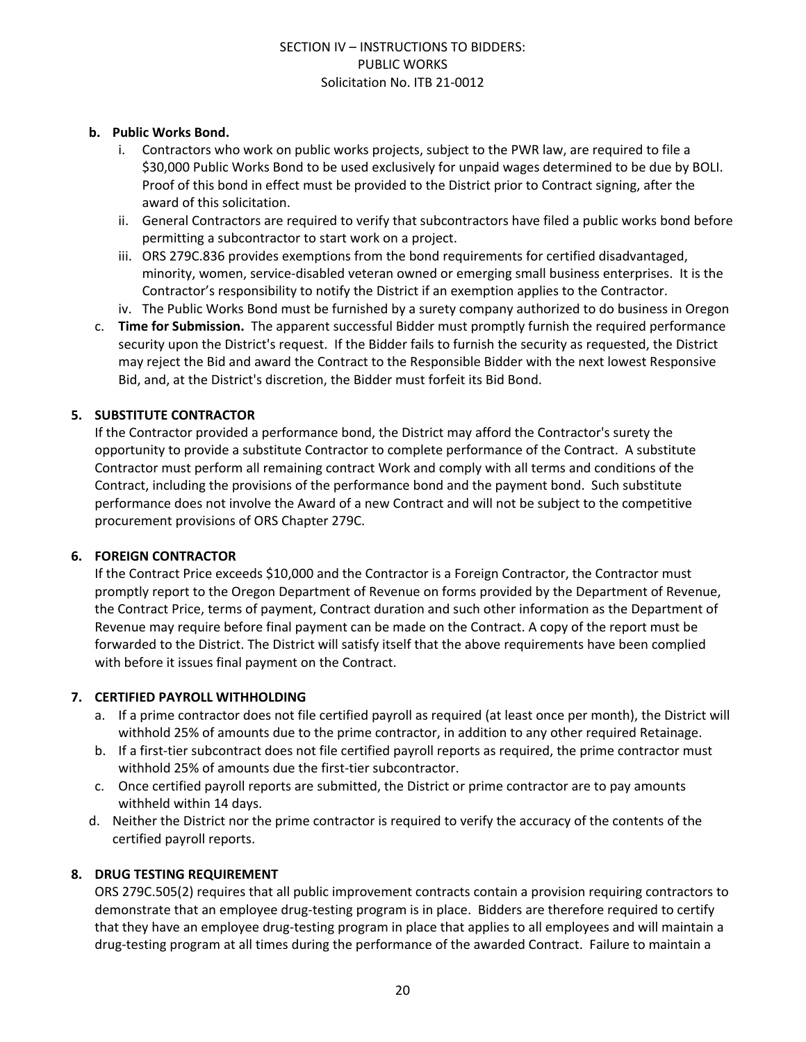**b. Public Works Bond.**

i. Contractors who work on public works projects, subject to the PWR law, are required to file a $30,000 Public Works Bond to be used exclusively for unpaid wages determined to be due by BOLI. Proof of this bond in effect must be provided to the District prior to Contract signing, after the award of this solicitation.

ii. General Contractors are required to verify that subcontractors have filed a public works bond before permitting a subcontractor to start work on a project.

iii. ORS 279C.836 provides exemptions from the bond requirements for certified disadvantaged, minority, women, service-disabled veteran owned or emerging small business enterprises. It is the Contractor's responsibility to notify the District if an exemption applies to the Contractor.

iv. The Public Works Bond must be furnished by a surety company authorized to do business in Oregon

c. **Time for Submission.** The apparent successful Bidder must promptly furnish the required performance security upon the District's request. If the Bidder fails to furnish the security as requested, the District may reject the Bid and award the Contract to the Responsible Bidder with the next lowest Responsive Bid, and, at the District's discretion, the Bidder must forfeit its Bid Bond.

**5. SUBSTITUTE CONTRACTOR**

If the Contractor provided a performance bond, the District may afford the Contractor's surety the opportunity to provide a substitute Contractor to complete performance of the Contract. A substitute Contractor must perform all remaining contract Work and comply with all terms and conditions of the Contract, including the provisions of the performance bond and the payment bond. Such substitute performance does not involve the Award of a new Contract and will not be subject to the competitive procurement provisions of ORS Chapter 279C.

**6. FOREIGN CONTRACTOR**

If the Contract Price exceeds $10,000 and the Contractor is a Foreign Contractor, the Contractor must promptly report to the Oregon Department of Revenue on forms provided by the Department of Revenue, the Contract Price, terms of payment, Contract duration and such other information as the Department of Revenue may require before final payment can be made on the Contract. A copy of the report must be forwarded to the District. The District will satisfy itself that the above requirements have been complied with before it issues final payment on the Contract.

**7. CERTIFIED PAYROLL WITHHOLDING**

a. If a prime contractor does not file certified payroll as required (at least once per month), the District will withhold 25% of amounts due to the prime contractor, in addition to any other required Retainage.

b. If a first-tier subcontract does not file certified payroll reports as required, the prime contractor must withhold 25% of amounts due the first-tier subcontractor.

c. Once certified payroll reports are submitted, the District or prime contractor are to pay amounts withheld within 14 days.

d. Neither the District nor the prime contractor is required to verify the accuracy of the contents of the certified payroll reports.

**8. DRUG TESTING REQUIREMENT**

ORS 279C.505(2) requires that all public improvement contracts contain a provision requiring contractors to demonstrate that an employee drug-testing program is in place. Bidders are therefore required to certify that they have an employee drug-testing program in place that applies to all employees and will maintain a drug-testing program at all times during the performance of the awarded Contract. Failure to maintain a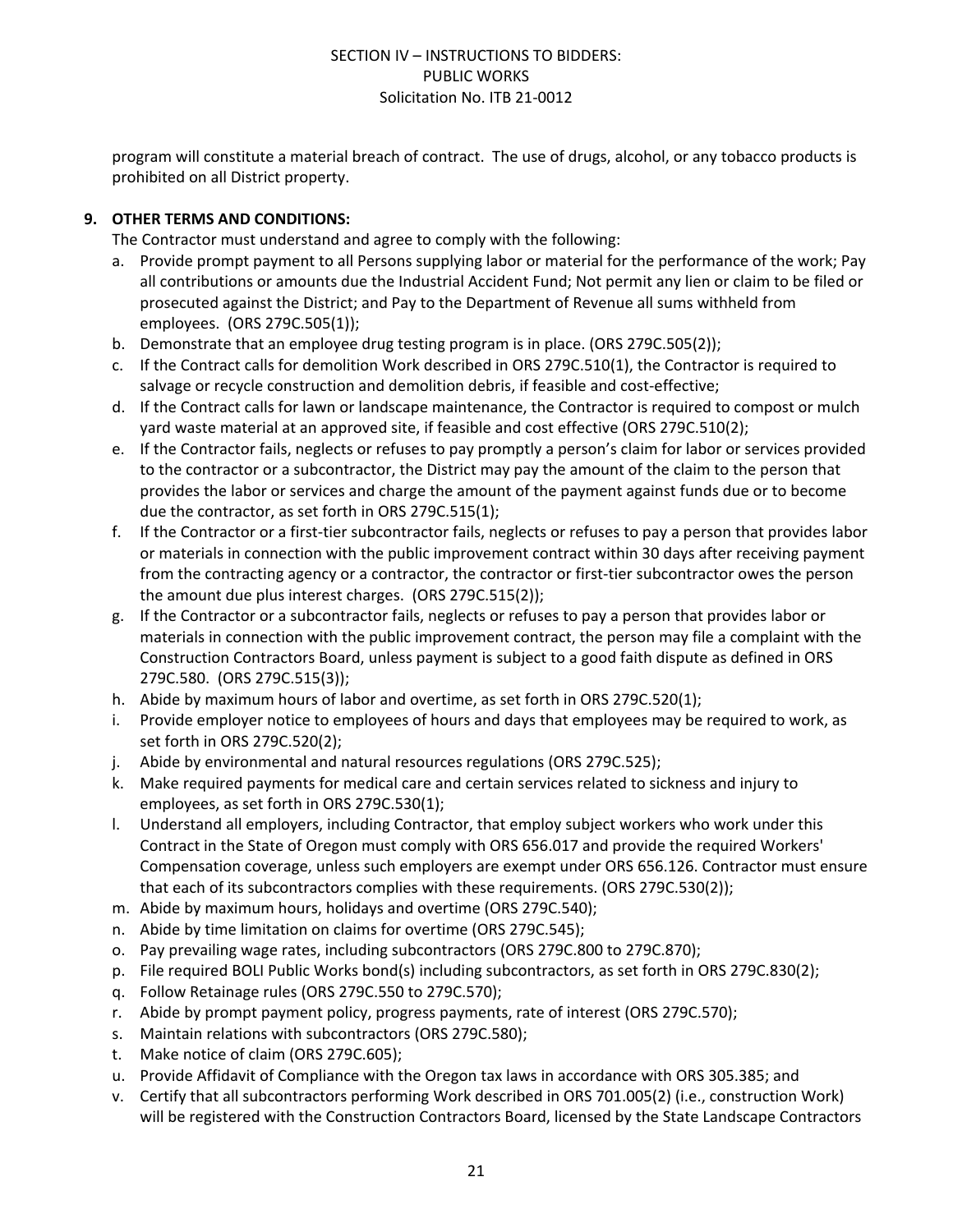program will constitute a material breach of contract. The use of drugs, alcohol, or any tobacco products is prohibited on all District property.

**9. OTHER TERMS AND CONDITIONS:**

The Contractor must understand and agree to comply with the following:

a. Provide prompt payment to all Persons supplying labor or material for the performance of the work; Pay all contributions or amounts due the Industrial Accident Fund; Not permit any lien or claim to be filed or prosecuted against the District; and Pay to the Department of Revenue all sums withheld from employees. (ORS 279C.505(1));
b. Demonstrate that an employee drug testing program is in place. (ORS 279C.505(2));
c. If the Contract calls for demolition Work described in ORS 279C.510(1), the Contractor is required to salvage or recycle construction and demolition debris, if feasible and cost-effective;
d. If the Contract calls for lawn or landscape maintenance, the Contractor is required to compost or mulch yard waste material at an approved site, if feasible and cost effective (ORS 279C.510(2);
e. If the Contractor fails, neglects or refuses to pay promptly a person's claim for labor or services provided to the contractor or a subcontractor, the District may pay the amount of the claim to the person that provides the labor or services and charge the amount of the payment against funds due or to become due the contractor, as set forth in ORS 279C.515(1);
f. If the Contractor or a first-tier subcontractor fails, neglects or refuses to pay a person that provides labor or materials in connection with the public improvement contract within 30 days after receiving payment from the contracting agency or a contractor, the contractor or first-tier subcontractor owes the person the amount due plus interest charges. (ORS 279C.515(2));
g. If the Contractor or a subcontractor fails, neglects or refuses to pay a person that provides labor or materials in connection with the public improvement contract, the person may file a complaint with the Construction Contractors Board, unless payment is subject to a good faith dispute as defined in ORS 279C.580. (ORS 279C.515(3));
h. Abide by maximum hours of labor and overtime, as set forth in ORS 279C.520(1);
i. Provide employer notice to employees of hours and days that employees may be required to work, as set forth in ORS 279C.520(2);
j. Abide by environmental and natural resources regulations (ORS 279C.525);
k. Make required payments for medical care and certain services related to sickness and injury to employees, as set forth in ORS 279C.530(1);
l. Understand all employers, including Contractor, that employ subject workers who work under this Contract in the State of Oregon must comply with ORS 656.017 and provide the required Workers' Compensation coverage, unless such employers are exempt under ORS 656.126. Contractor must ensure that each of its subcontractors complies with these requirements. (ORS 279C.530(2));
m. Abide by maximum hours, holidays and overtime (ORS 279C.540);
n. Abide by time limitation on claims for overtime (ORS 279C.545);
o. Pay prevailing wage rates, including subcontractors (ORS 279C.800 to 279C.870);
p. File required BOLI Public Works bond(s) including subcontractors, as set forth in ORS 279C.830(2);
q. Follow Retainage rules (ORS 279C.550 to 279C.570);
r. Abide by prompt payment policy, progress payments, rate of interest (ORS 279C.570);
s. Maintain relations with subcontractors (ORS 279C.580);
t. Make notice of claim (ORS 279C.605);
u. Provide Affidavit of Compliance with the Oregon tax laws in accordance with ORS 305.385; and
v. Certify that all subcontractors performing Work described in ORS 701.005(2) (i.e., construction Work) will be registered with the Construction Contractors Board, licensed by the State Landscape Contractors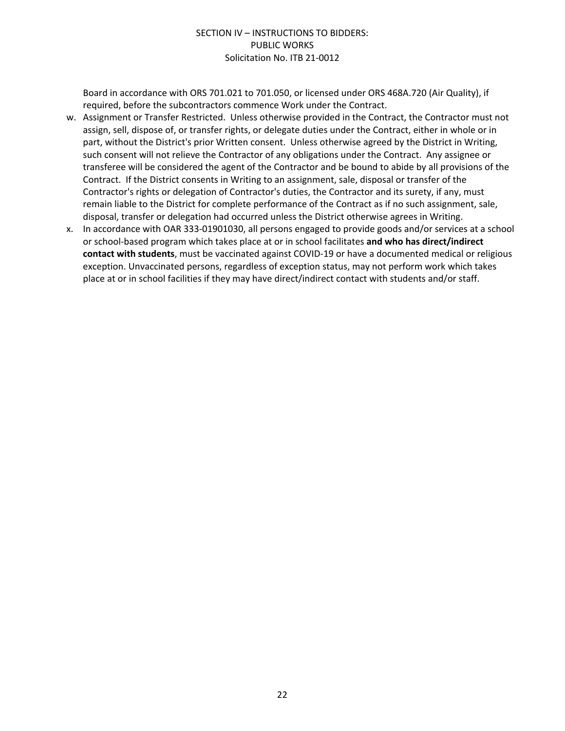Board in accordance with ORS 701.021 to 701.050, or licensed under ORS 468A.720 (Air Quality), if required, before the subcontractors commence Work under the Contract.

w. Assignment or Transfer Restricted. Unless otherwise provided in the Contract, the Contractor must not assign, sell, dispose of, or transfer rights, or delegate duties under the Contract, either in whole or in part, without the District's prior Written consent. Unless otherwise agreed by the District in Writing, such consent will not relieve the Contractor of any obligations under the Contract. Any assignee or transferee will be considered the agent of the Contractor and be bound to abide by all provisions of the Contract. If the District consents in Writing to an assignment, sale, disposal or transfer of the Contractor's rights or delegation of Contractor's duties, the Contractor and its surety, if any, must remain liable to the District for complete performance of the Contract as if no such assignment, sale, disposal, transfer or delegation had occurred unless the District otherwise agrees in Writing.

x. In accordance with OAR 333-01901030, all persons engaged to provide goods and/or services at a school or school-based program which takes place at or in school facilitates **and who has direct/indirect contact with students**, must be vaccinated against COVID-19 or have a documented medical or religious exception. Unvaccinated persons, regardless of exception status, may not perform work which takes place at or in school facilities if they may have direct/indirect contact with students and/or staff.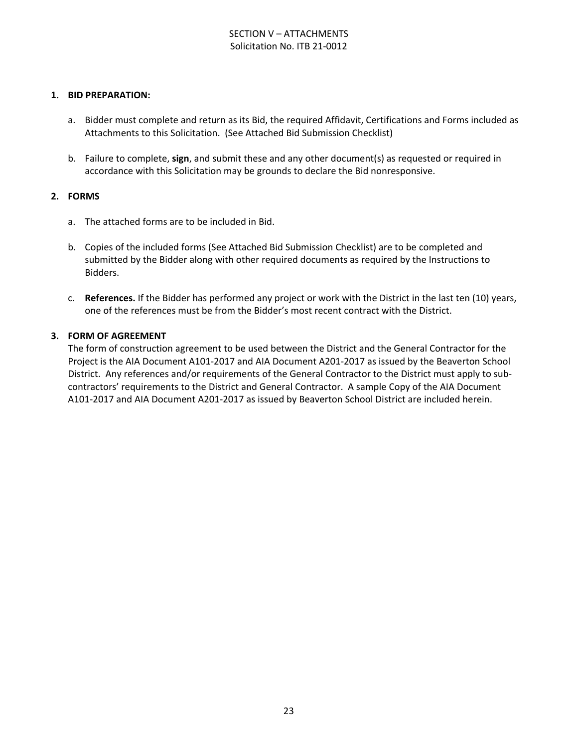# SECTION V – ATTACHMENTS

Solicitation No. ITB 21-0012

## 1. BID PREPARATION:

a. Bidder must complete and return as its Bid, the required Affidavit, Certifications and Forms included as Attachments to this Solicitation. (See Attached Bid Submission Checklist)

b. Failure to complete, **sign**, and submit these and any other document(s) as requested or required in accordance with this Solicitation may be grounds to declare the Bid nonresponsive.

## 2. FORMS

a. The attached forms are to be included in Bid.

b. Copies of the included forms (See Attached Bid Submission Checklist) are to be completed and submitted by the Bidder along with other required documents as required by the Instructions to Bidders.

c. **References.** If the Bidder has performed any project or work with the District in the last ten (10) years, one of the references must be from the Bidder's most recent contract with the District.

## 3. FORM OF AGREEMENT

The form of construction agreement to be used between the District and the General Contractor for the Project is the AIA Document A101-2017 and AIA Document A201-2017 as issued by the Beaverton School District. Any references and/or requirements of the General Contractor to the District must apply to sub-contractors' requirements to the District and General Contractor. A sample Copy of the AIA Document A101-2017 and AIA Document A201-2017 as issued by Beaverton School District are included herein.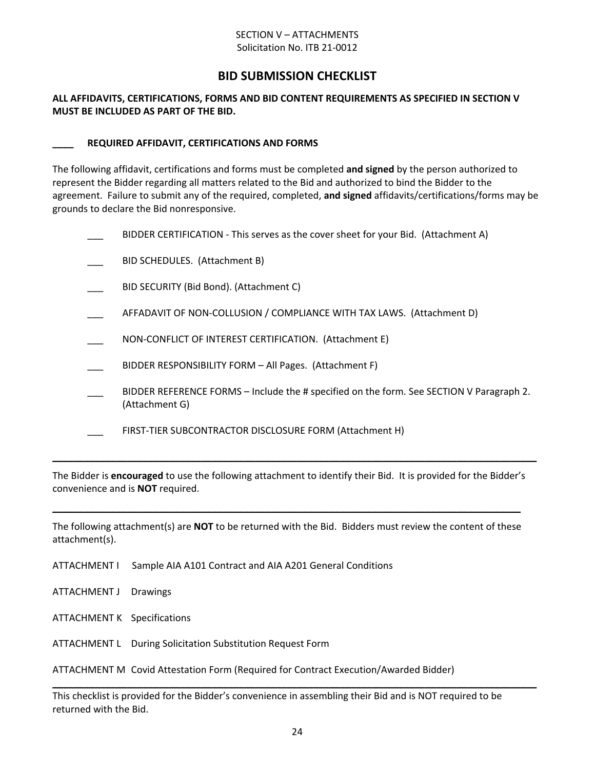SECTION V – ATTACHMENTS
Solicitation No. ITB 21-0012

# BID SUBMISSION CHECKLIST

**ALL AFFIDAVITS, CERTIFICATIONS, FORMS AND BID CONTENT REQUIREMENTS AS SPECIFIED IN SECTION V MUST BE INCLUDED AS PART OF THE BID.**

**____ REQUIRED AFFIDAVIT, CERTIFICATIONS AND FORMS**

The following affidavit, certifications and forms must be completed **and signed** by the person authorized to represent the Bidder regarding all matters related to the Bid and authorized to bind the Bidder to the agreement. Failure to submit any of the required, completed, **and signed** affidavits/certifications/forms may be grounds to declare the Bid nonresponsive.

- ___ BIDDER CERTIFICATION - This serves as the cover sheet for your Bid. (Attachment A)
- ___ BID SCHEDULES. (Attachment B)
- ___ BID SECURITY (Bid Bond). (Attachment C)
- ___ AFFADAVIT OF NON-COLLUSION / COMPLIANCE WITH TAX LAWS. (Attachment D)
- ___ NON-CONFLICT OF INTEREST CERTIFICATION. (Attachment E)
- ___ BIDDER RESPONSIBILITY FORM – All Pages. (Attachment F)
- ___ BIDDER REFERENCE FORMS – Include the # specified on the form. See SECTION V Paragraph 2. (Attachment G)
- ___ FIRST-TIER SUBCONTRACTOR DISCLOSURE FORM (Attachment H)

---

The Bidder is **encouraged** to use the following attachment to identify their Bid. It is provided for the Bidder's convenience and is **NOT** required.

---

The following attachment(s) are **NOT** to be returned with the Bid. Bidders must review the content of these attachment(s).

ATTACHMENT I Sample AIA A101 Contract and AIA A201 General Conditions

ATTACHMENT J Drawings

ATTACHMENT K Specifications

ATTACHMENT L During Solicitation Substitution Request Form

ATTACHMENT M Covid Attestation Form (Required for Contract Execution/Awarded Bidder)

---

This checklist is provided for the Bidder's convenience in assembling their Bid and is NOT required to be returned with the Bid.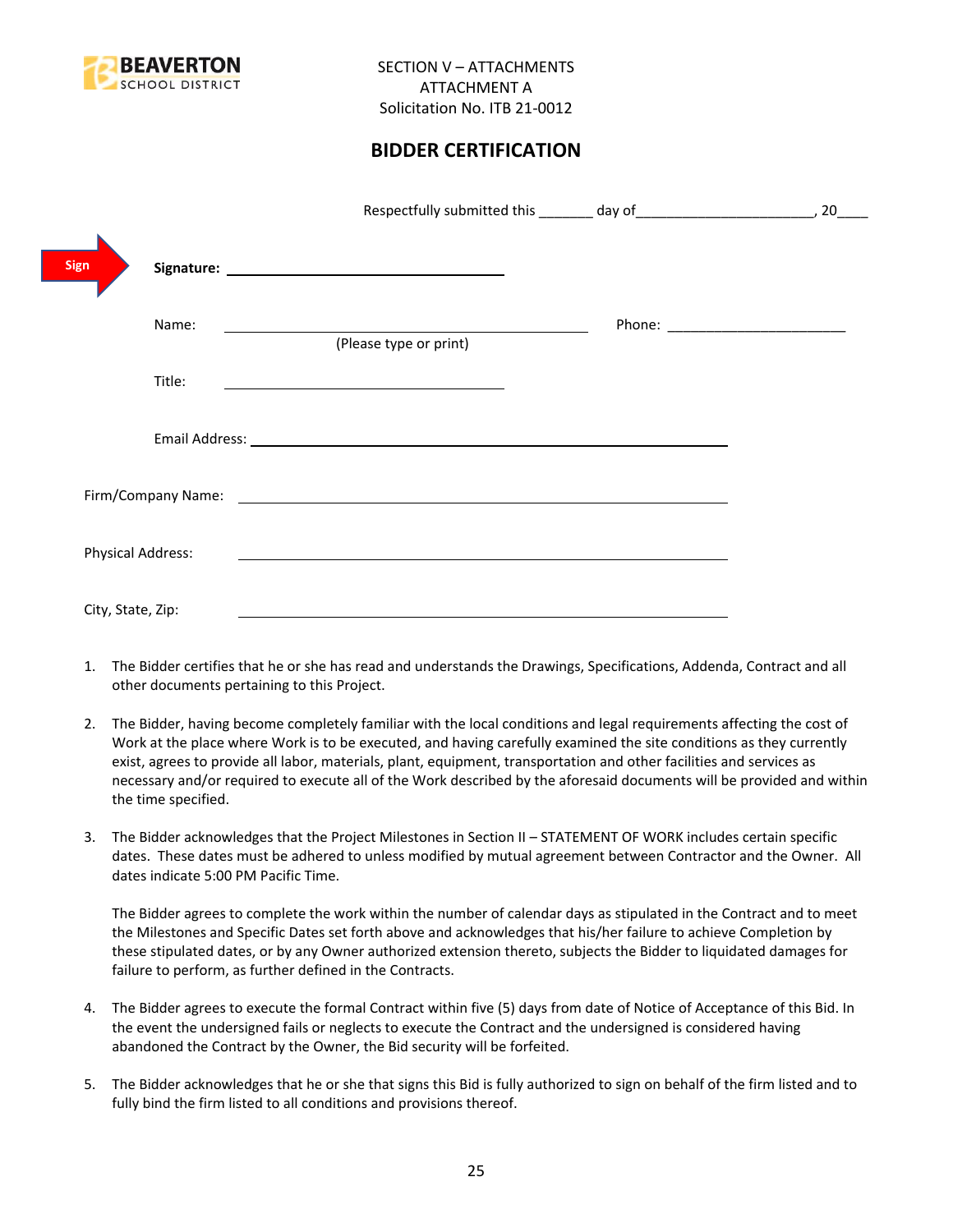BEAVERTON SCHOOL DISTRICT

SECTION V – ATTACHMENTS
ATTACHMENT A
Solicitation No. ITB 21-0012

## BIDDER CERTIFICATION

Respectfully submitted this _______ day of_______________________, 20____

Sign

**Signature:** ___________________________________

Name: ___________________________________________ Phone: _______________________
(Please type or print)

Title: ___________________________________

Email Address: ___________________________________________________________

Firm/Company Name: ___________________________________________________________

Physical Address: ___________________________________________________________

City, State, Zip: ___________________________________________________________

1. The Bidder certifies that he or she has read and understands the Drawings, Specifications, Addenda, Contract and all other documents pertaining to this Project.

2. The Bidder, having become completely familiar with the local conditions and legal requirements affecting the cost of Work at the place where Work is to be executed, and having carefully examined the site conditions as they currently exist, agrees to provide all labor, materials, plant, equipment, transportation and other facilities and services as necessary and/or required to execute all of the Work described by the aforesaid documents will be provided and within the time specified.

3. The Bidder acknowledges that the Project Milestones in Section II – STATEMENT OF WORK includes certain specific dates. These dates must be adhered to unless modified by mutual agreement between Contractor and the Owner. All dates indicate 5:00 PM Pacific Time.

   The Bidder agrees to complete the work within the number of calendar days as stipulated in the Contract and to meet the Milestones and Specific Dates set forth above and acknowledges that his/her failure to achieve Completion by these stipulated dates, or by any Owner authorized extension thereto, subjects the Bidder to liquidated damages for failure to perform, as further defined in the Contracts.

4. The Bidder agrees to execute the formal Contract within five (5) days from date of Notice of Acceptance of this Bid. In the event the undersigned fails or neglects to execute the Contract and the undersigned is considered having abandoned the Contract by the Owner, the Bid security will be forfeited.

5. The Bidder acknowledges that he or she that signs this Bid is fully authorized to sign on behalf of the firm listed and to fully bind the firm listed to all conditions and provisions thereof.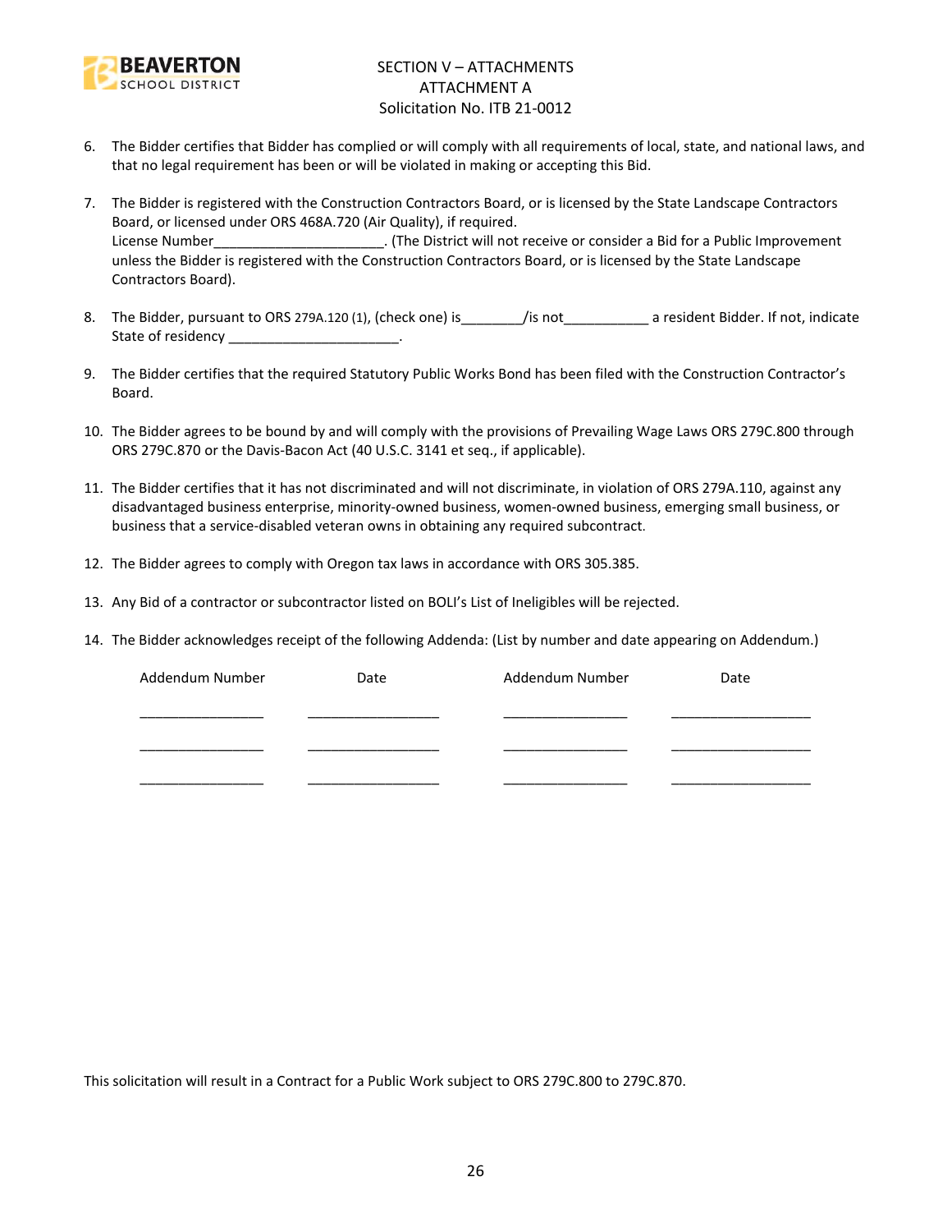SECTION V – ATTACHMENTS
ATTACHMENT A
Solicitation No. ITB 21-0012

6. The Bidder certifies that Bidder has complied or will comply with all requirements of local, state, and national laws, and that no legal requirement has been or will be violated in making or accepting this Bid.

7. The Bidder is registered with the Construction Contractors Board, or is licensed by the State Landscape Contractors Board, or licensed under ORS 468A.720 (Air Quality), if required.
License Number______________________. (The District will not receive or consider a Bid for a Public Improvement unless the Bidder is registered with the Construction Contractors Board, or is licensed by the State Landscape Contractors Board).

8. The Bidder, pursuant to ORS 279A.120 (1), (check one) is________/is not___________ a resident Bidder. If not, indicate State of residency ______________________.

9. The Bidder certifies that the required Statutory Public Works Bond has been filed with the Construction Contractor's Board.

10. The Bidder agrees to be bound by and will comply with the provisions of Prevailing Wage Laws ORS 279C.800 through ORS 279C.870 or the Davis-Bacon Act (40 U.S.C. 3141 et seq., if applicable).

11. The Bidder certifies that it has not discriminated and will not discriminate, in violation of ORS 279A.110, against any disadvantaged business enterprise, minority-owned business, women-owned business, emerging small business, or business that a service-disabled veteran owns in obtaining any required subcontract.

12. The Bidder agrees to comply with Oregon tax laws in accordance with ORS 305.385.

13. Any Bid of a contractor or subcontractor listed on BOLI's List of Ineligibles will be rejected.

14. The Bidder acknowledges receipt of the following Addenda: (List by number and date appearing on Addendum.)

| Addendum Number | Date | Addendum Number | Date |
|---|---|---|---|
| ________________ | __________________ | ________________ | ___________________ |
| ________________ | __________________ | ________________ | ___________________ |
| ________________ | __________________ | ________________ | ___________________ |

This solicitation will result in a Contract for a Public Work subject to ORS 279C.800 to 279C.870.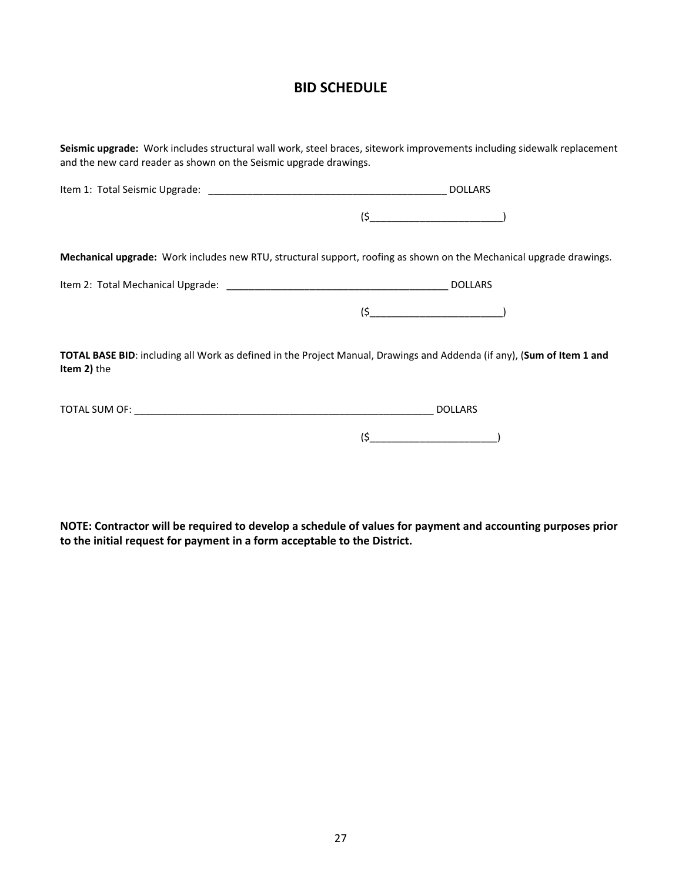# BID SCHEDULE

**Seismic upgrade:** Work includes structural wall work, steel braces, sitework improvements including sidewalk replacement and the new card reader as shown on the Seismic upgrade drawings.

Item 1: Total Seismic Upgrade: ___________________________________________ DOLLARS

($________________________)

**Mechanical upgrade:** Work includes new RTU, structural support, roofing as shown on the Mechanical upgrade drawings.

Item 2: Total Mechanical Upgrade: ________________________________________ DOLLARS

($________________________)

**TOTAL BASE BID**: including all Work as defined in the Project Manual, Drawings and Addenda (if any), (**Sum of Item 1 and Item 2)** the

TOTAL SUM OF: _______________________________________________________ DOLLARS

($_______________________)

**NOTE: Contractor will be required to develop a schedule of values for payment and accounting purposes prior to the initial request for payment in a form acceptable to the District.**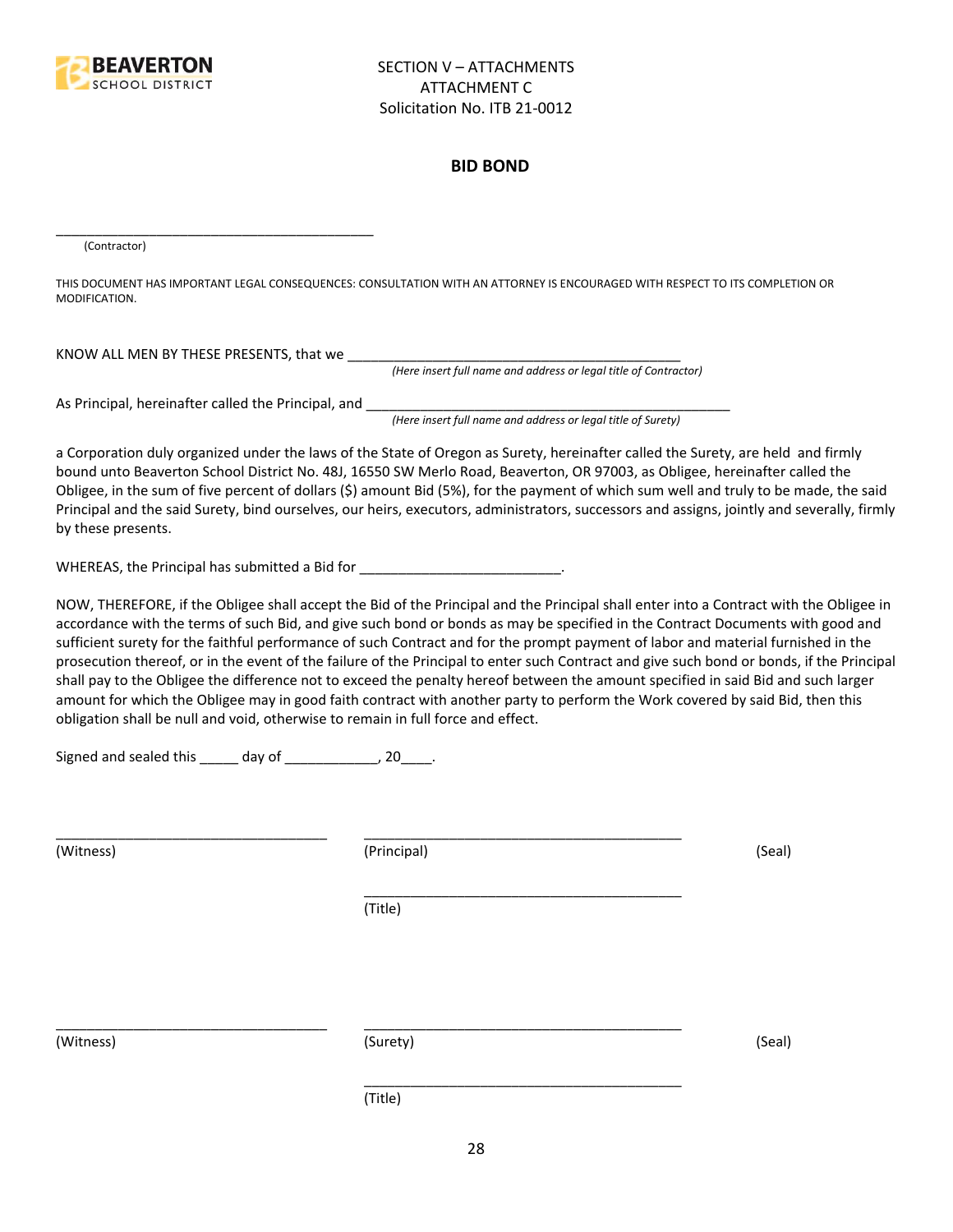SECTION V – ATTACHMENTS
ATTACHMENT C
Solicitation No. ITB 21-0012

# BID BOND

\_\_\_\_\_\_\_\_\_\_\_\_\_\_\_\_\_\_\_\_\_\_\_\_\_\_\_\_\_\_\_\_\_\_\_\_\_\_\_\_\_\_\_\_
(Contractor)

THIS DOCUMENT HAS IMPORTANT LEGAL CONSEQUENCES: CONSULTATION WITH AN ATTORNEY IS ENCOURAGED WITH RESPECT TO ITS COMPLETION OR MODIFICATION.

KNOW ALL MEN BY THESE PRESENTS, that we \_\_\_\_\_\_\_\_\_\_\_\_\_\_\_\_\_\_\_\_\_\_\_\_\_\_\_\_\_\_\_\_\_\_\_\_\_\_\_\_\_\_\_\_
*(Here insert full name and address or legal title of Contractor)*

As Principal, hereinafter called the Principal, and \_\_\_\_\_\_\_\_\_\_\_\_\_\_\_\_\_\_\_\_\_\_\_\_\_\_\_\_\_\_\_\_\_\_\_\_\_\_\_\_\_\_\_\_\_\_\_\_
*(Here insert full name and address or legal title of Surety)*

a Corporation duly organized under the laws of the State of Oregon as Surety, hereinafter called the Surety, are held and firmly bound unto Beaverton School District No. 48J, 16550 SW Merlo Road, Beaverton, OR 97003, as Obligee, hereinafter called the Obligee, in the sum of five percent of dollars ($) amount Bid (5%), for the payment of which sum well and truly to be made, the said Principal and the said Surety, bind ourselves, our heirs, executors, administrators, successors and assigns, jointly and severally, firmly by these presents.

WHEREAS, the Principal has submitted a Bid for \_\_\_\_\_\_\_\_\_\_\_\_\_\_\_\_\_\_\_\_\_\_\_\_\_\_.

NOW, THEREFORE, if the Obligee shall accept the Bid of the Principal and the Principal shall enter into a Contract with the Obligee in accordance with the terms of such Bid, and give such bond or bonds as may be specified in the Contract Documents with good and sufficient surety for the faithful performance of such Contract and for the prompt payment of labor and material furnished in the prosecution thereof, or in the event of the failure of the Principal to enter such Contract and give such bond or bonds, if the Principal shall pay to the Obligee the difference not to exceed the penalty hereof between the amount specified in said Bid and such larger amount for which the Obligee may in good faith contract with another party to perform the Work covered by said Bid, then this obligation shall be null and void, otherwise to remain in full force and effect.

Signed and sealed this \_\_\_\_\_ day of \_\_\_\_\_\_\_\_\_\_\_\_, 20\_\_\_\_.

\_\_\_\_\_\_\_\_\_\_\_\_\_\_\_\_\_\_\_\_\_\_\_\_\_\_\_\_\_\_\_\_\_\_\_ \_\_\_\_\_\_\_\_\_\_\_\_\_\_\_\_\_\_\_\_\_\_\_\_\_\_\_\_\_\_\_\_\_\_\_\_\_\_\_\_\_\_
(Witness) (Principal) (Seal)

\_\_\_\_\_\_\_\_\_\_\_\_\_\_\_\_\_\_\_\_\_\_\_\_\_\_\_\_\_\_\_\_\_\_\_\_\_\_\_\_\_\_
(Title)

\_\_\_\_\_\_\_\_\_\_\_\_\_\_\_\_\_\_\_\_\_\_\_\_\_\_\_\_\_\_\_\_\_\_\_ \_\_\_\_\_\_\_\_\_\_\_\_\_\_\_\_\_\_\_\_\_\_\_\_\_\_\_\_\_\_\_\_\_\_\_\_\_\_\_\_\_\_
(Witness) (Surety) (Seal)

\_\_\_\_\_\_\_\_\_\_\_\_\_\_\_\_\_\_\_\_\_\_\_\_\_\_\_\_\_\_\_\_\_\_\_\_\_\_\_\_\_\_
(Title)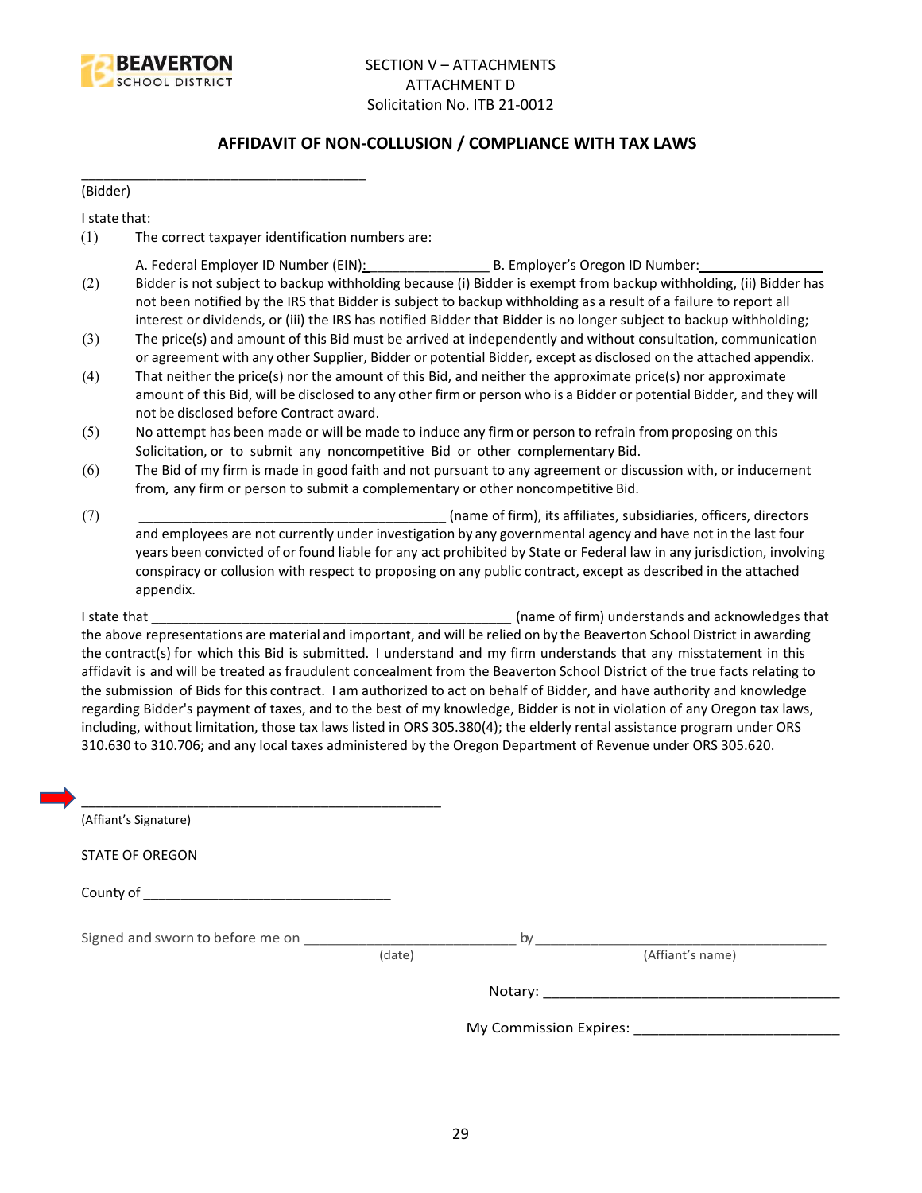SECTION V – ATTACHMENTS
ATTACHMENT D
Solicitation No. ITB 21-0012

## AFFIDAVIT OF NON-COLLUSION / COMPLIANCE WITH TAX LAWS

_____________________________________
(Bidder)

I state that:

(1) The correct taxpayer identification numbers are:

A. Federal Employer ID Number (EIN):________________ B. Employer's Oregon ID Number:________________

(2) Bidder is not subject to backup withholding because (i) Bidder is exempt from backup withholding, (ii) Bidder has not been notified by the IRS that Bidder is subject to backup withholding as a result of a failure to report all interest or dividends, or (iii) the IRS has notified Bidder that Bidder is no longer subject to backup withholding;

(3) The price(s) and amount of this Bid must be arrived at independently and without consultation, communication or agreement with any other Supplier, Bidder or potential Bidder, except as disclosed on the attached appendix.

(4) That neither the price(s) nor the amount of this Bid, and neither the approximate price(s) nor approximate amount of this Bid, will be disclosed to any other firm or person who is a Bidder or potential Bidder, and they will not be disclosed before Contract award.

(5) No attempt has been made or will be made to induce any firm or person to refrain from proposing on this Solicitation, or to submit any noncompetitive Bid or other complementary Bid.

(6) The Bid of my firm is made in good faith and not pursuant to any agreement or discussion with, or inducement from, any firm or person to submit a complementary or other noncompetitive Bid.

(7) ________________________________________ (name of firm), its affiliates, subsidiaries, officers, directors and employees are not currently under investigation by any governmental agency and have not in the last four years been convicted of or found liable for any act prohibited by State or Federal law in any jurisdiction, involving conspiracy or collusion with respect to proposing on any public contract, except as described in the attached appendix.

I state that _________________________________________________ (name of firm) understands and acknowledges that the above representations are material and important, and will be relied on by the Beaverton School District in awarding the contract(s) for which this Bid is submitted. I understand and my firm understands that any misstatement in this affidavit is and will be treated as fraudulent concealment from the Beaverton School District of the true facts relating to the submission of Bids for this contract. I am authorized to act on behalf of Bidder, and have authority and knowledge regarding Bidder's payment of taxes, and to the best of my knowledge, Bidder is not in violation of any Oregon tax laws, including, without limitation, those tax laws listed in ORS 305.380(4); the elderly rental assistance program under ORS 310.630 to 310.706; and any local taxes administered by the Oregon Department of Revenue under ORS 305.620.

_________________________________________________
(Affiant's Signature)

STATE OF OREGON

County of ________________________________

Signed and sworn to before me on ___________________________ by ______________________________________
(date) (Affiant's name)

Notary: _____________________________________

My Commission Expires: _________________________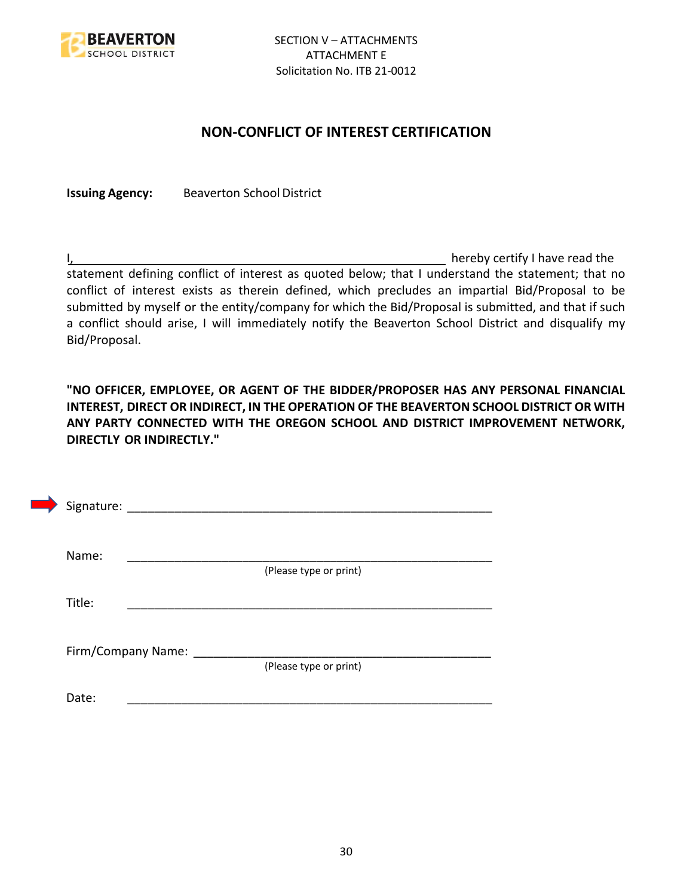SECTION V – ATTACHMENTS
ATTACHMENT E
Solicitation No. ITB 21-0012

## NON-CONFLICT OF INTEREST CERTIFICATION

**Issuing Agency:** Beaverton School District

I,\_\_\_\_\_\_\_\_\_\_\_\_\_\_\_\_\_\_\_\_\_\_\_\_\_\_\_\_\_\_\_\_\_\_\_\_\_\_\_\_\_\_\_\_\_\_\_\_\_\_\_\_\_\_\_\_\_\_ hereby certify I have read the statement defining conflict of interest as quoted below; that I understand the statement; that no conflict of interest exists as therein defined, which precludes an impartial Bid/Proposal to be submitted by myself or the entity/company for which the Bid/Proposal is submitted, and that if such a conflict should arise, I will immediately notify the Beaverton School District and disqualify my Bid/Proposal.

**"NO OFFICER, EMPLOYEE, OR AGENT OF THE BIDDER/PROPOSER HAS ANY PERSONAL FINANCIAL INTEREST, DIRECT OR INDIRECT, IN THE OPERATION OF THE BEAVERTON SCHOOL DISTRICT OR WITH ANY PARTY CONNECTED WITH THE OREGON SCHOOL AND DISTRICT IMPROVEMENT NETWORK, DIRECTLY OR INDIRECTLY."**

Signature: \_\_\_\_\_\_\_\_\_\_\_\_\_\_\_\_\_\_\_\_\_\_\_\_\_\_\_\_\_\_\_\_\_\_\_\_\_\_\_\_\_\_\_\_\_\_\_\_\_\_\_\_

Name: \_\_\_\_\_\_\_\_\_\_\_\_\_\_\_\_\_\_\_\_\_\_\_\_\_\_\_\_\_\_\_\_\_\_\_\_\_\_\_\_\_\_\_\_\_\_\_\_\_\_\_\_
(Please type or print)

Title: \_\_\_\_\_\_\_\_\_\_\_\_\_\_\_\_\_\_\_\_\_\_\_\_\_\_\_\_\_\_\_\_\_\_\_\_\_\_\_\_\_\_\_\_\_\_\_\_\_\_\_\_

Firm/Company Name: \_\_\_\_\_\_\_\_\_\_\_\_\_\_\_\_\_\_\_\_\_\_\_\_\_\_\_\_\_\_\_\_\_\_\_\_\_\_\_\_\_\_\_\_
(Please type or print)

Date: \_\_\_\_\_\_\_\_\_\_\_\_\_\_\_\_\_\_\_\_\_\_\_\_\_\_\_\_\_\_\_\_\_\_\_\_\_\_\_\_\_\_\_\_\_\_\_\_\_\_\_\_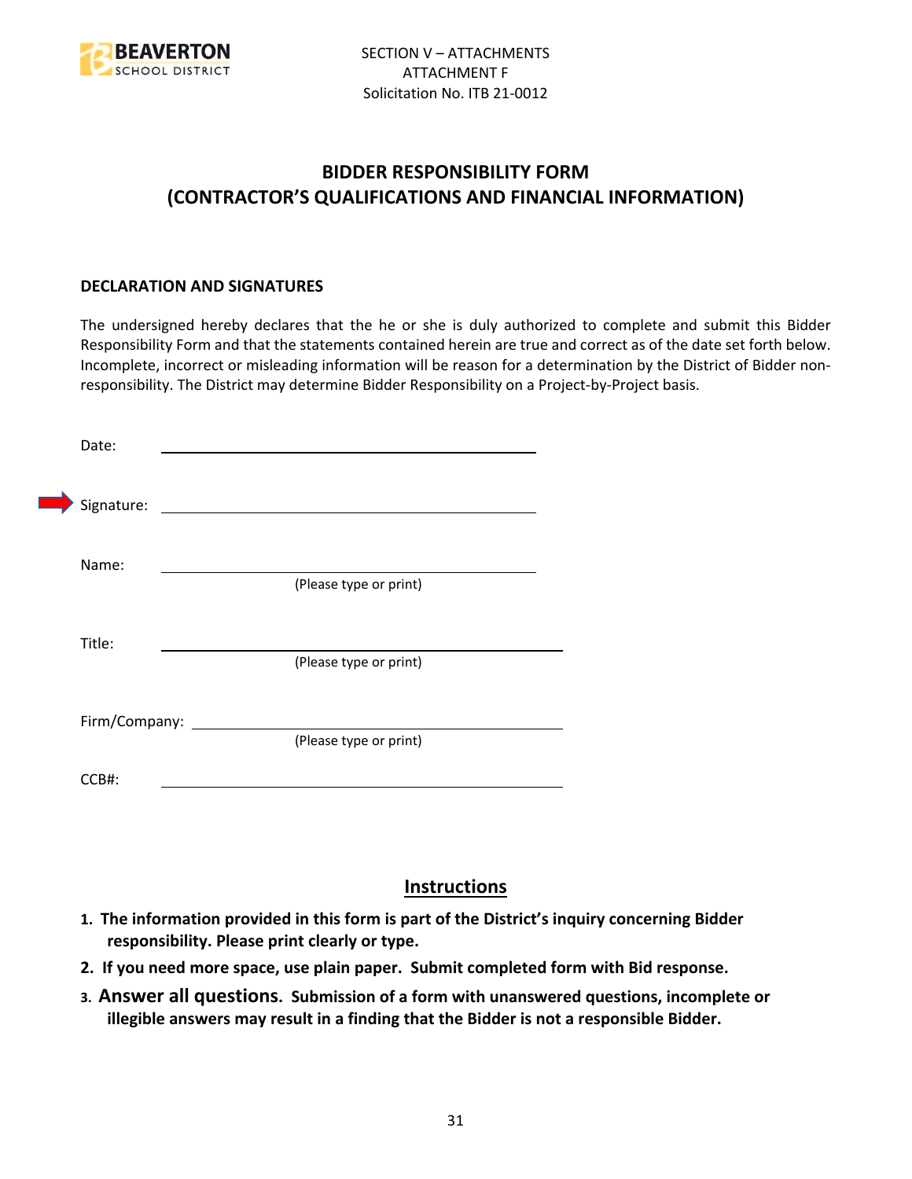SECTION V – ATTACHMENTS
ATTACHMENT F
Solicitation No. ITB 21-0012

# BIDDER RESPONSIBILITY FORM
# (CONTRACTOR'S QUALIFICATIONS AND FINANCIAL INFORMATION)

**DECLARATION AND SIGNATURES**

The undersigned hereby declares that the he or she is duly authorized to complete and submit this Bidder Responsibility Form and that the statements contained herein are true and correct as of the date set forth below. Incomplete, incorrect or misleading information will be reason for a determination by the District of Bidder non-responsibility. The District may determine Bidder Responsibility on a Project-by-Project basis.

Date: ______________________________

Signature: ______________________________

Name: ______________________________
(Please type or print)

Title: ______________________________
(Please type or print)

Firm/Company: ______________________________
(Please type or print)

CCB#: ______________________________

## Instructions

1. **The information provided in this form is part of the District's inquiry concerning Bidder responsibility. Please print clearly or type.**
2. **If you need more space, use plain paper. Submit completed form with Bid response.**
3. **Answer all questions. Submission of a form with unanswered questions, incomplete or illegible answers may result in a finding that the Bidder is not a responsible Bidder.**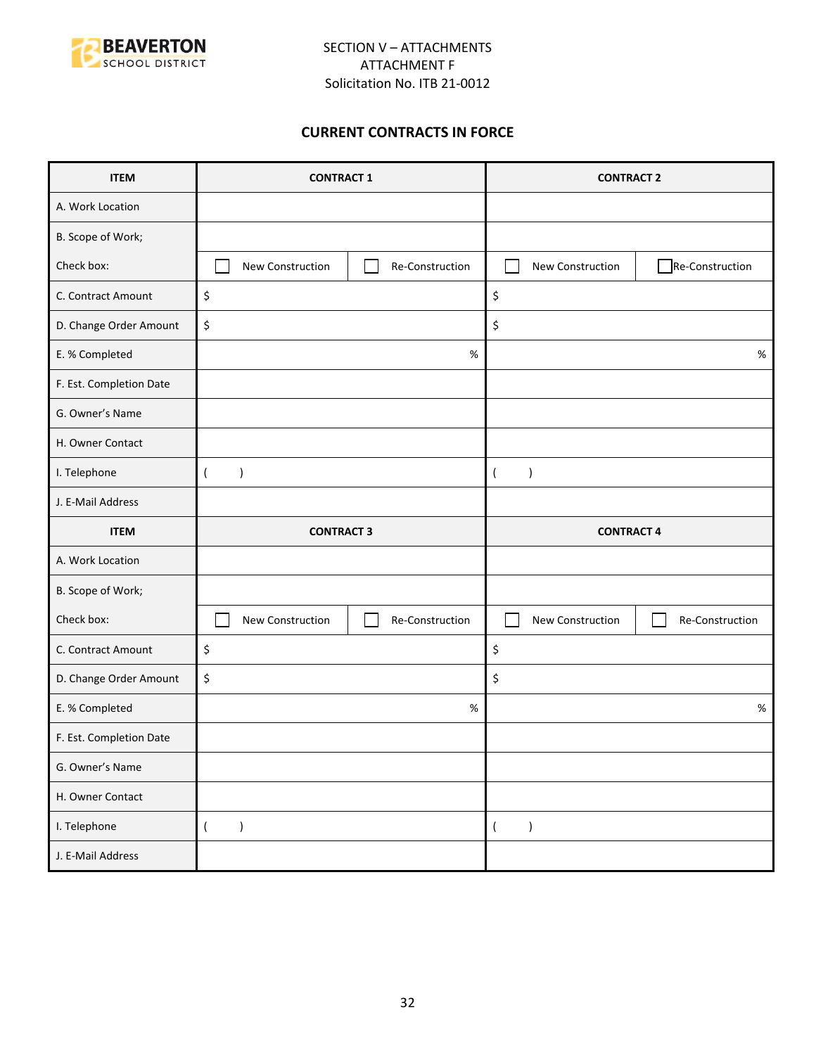SECTION V – ATTACHMENTS
ATTACHMENT F
Solicitation No. ITB 21-0012

## CURRENT CONTRACTS IN FORCE

| ITEM | CONTRACT 1 | | CONTRACT 2 | |
|---|---|---|---|---|
| A. Work Location | | | | |
| B. Scope of Work; | | | | |
| Check box: | ☐ New Construction | ☐ Re-Construction | ☐ New Construction | ☐ Re-Construction |
| C. Contract Amount | $ | | $ | |
| D. Change Order Amount | $ | | $ | |
| E. % Completed | % | | % | |
| F. Est. Completion Date | | | | |
| G. Owner's Name | | | | |
| H. Owner Contact | | | | |
| I. Telephone | (   ) | | (   ) | |
| J. E-Mail Address | | | | |
| **ITEM** | **CONTRACT 3** | | **CONTRACT 4** | |
| A. Work Location | | | | |
| B. Scope of Work; | | | | |
| Check box: | ☐ New Construction | ☐ Re-Construction | ☐ New Construction | ☐ Re-Construction |
| C. Contract Amount | $ | | $ | |
| D. Change Order Amount | $ | | $ | |
| E. % Completed | % | | % | |
| F. Est. Completion Date | | | | |
| G. Owner's Name | | | | |
| H. Owner Contact | | | | |
| I. Telephone | (   ) | | (   ) | |
| J. E-Mail Address | | | | |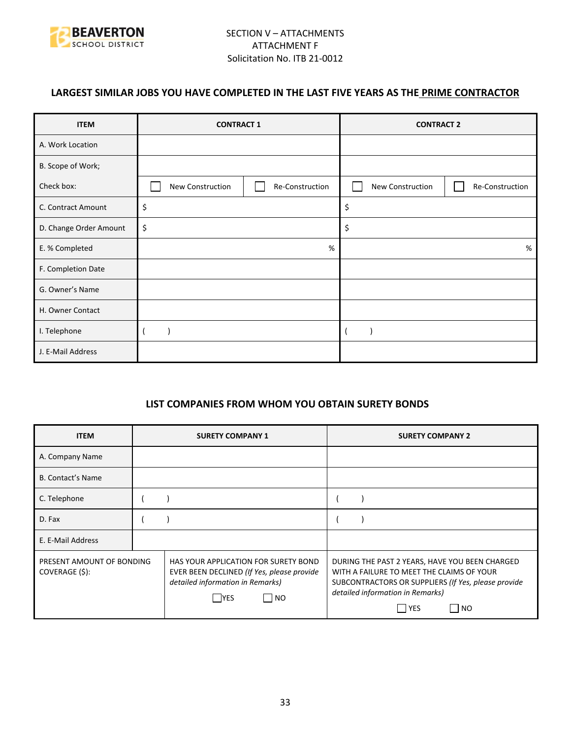SECTION V – ATTACHMENTS
ATTACHMENT F
Solicitation No. ITB 21-0012

## LARGEST SIMILAR JOBS YOU HAVE COMPLETED IN THE LAST FIVE YEARS AS THE PRIME CONTRACTOR

| ITEM | CONTRACT 1 | | CONTRACT 2 | |
|---|---|---|---|---|
| A. Work Location | | | | |
| B. Scope of Work; | | | | |
| Check box: | ☐ New Construction | ☐ Re-Construction | ☐ New Construction | ☐ Re-Construction |
| C. Contract Amount | $ | | $ | |
| D. Change Order Amount | $ | | $ | |
| E. % Completed | % | | % | |
| F. Completion Date | | | | |
| G. Owner's Name | | | | |
| H. Owner Contact | | | | |
| I. Telephone | ( ) | | ( ) | |
| J. E-Mail Address | | | | |

## LIST COMPANIES FROM WHOM YOU OBTAIN SURETY BONDS

| ITEM | SURETY COMPANY 1 | SURETY COMPANY 2 |
|---|---|---|
| A. Company Name | | |
| B. Contact's Name | | |
| C. Telephone | ( ) | ( ) |
| D. Fax | ( ) | ( ) |
| E. E-Mail Address | | |
| PRESENT AMOUNT OF BONDING COVERAGE ($): | HAS YOUR APPLICATION FOR SURETY BOND EVER BEEN DECLINED *(If Yes, please provide detailed information in Remarks)* ☐ YES ☐ NO | DURING THE PAST 2 YEARS, HAVE YOU BEEN CHARGED WITH A FAILURE TO MEET THE CLAIMS OF YOUR SUBCONTRACTORS OR SUPPLIERS *(If Yes, please provide detailed information in Remarks)* ☐ YES ☐ NO |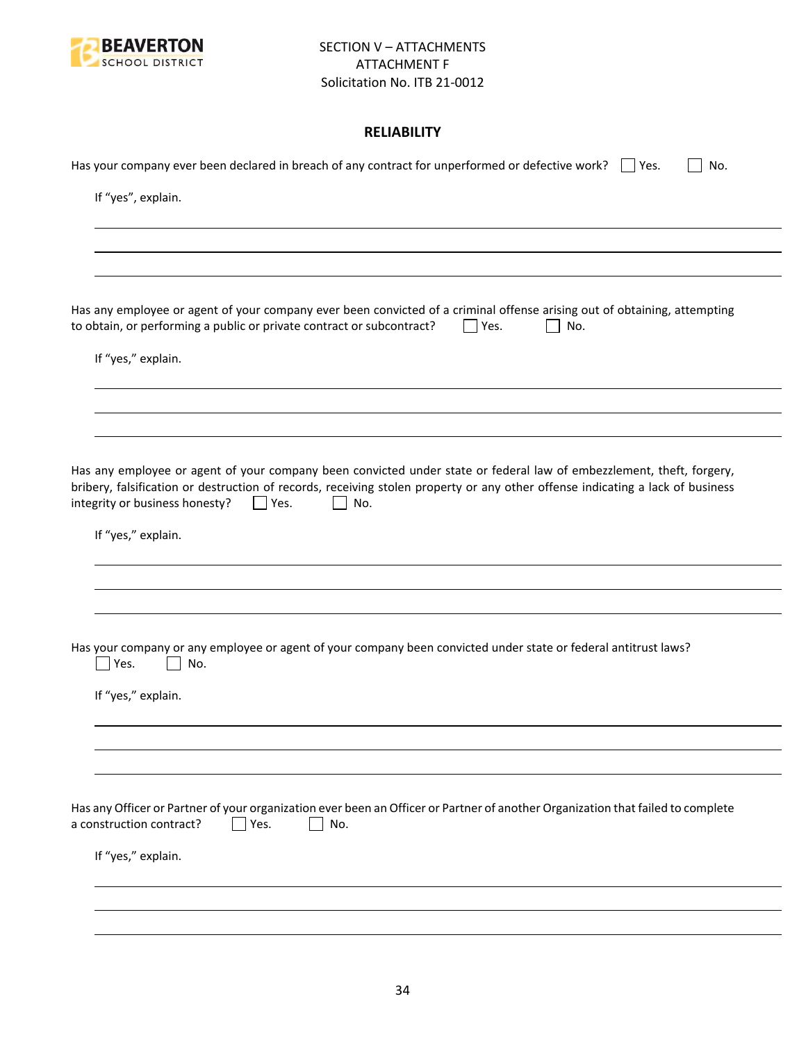SECTION V – ATTACHMENTS
ATTACHMENT F
Solicitation No. ITB 21-0012

## RELIABILITY

Has your company ever been declared in breach of any contract for unperformed or defective work? ☐ Yes. ☐ No.

If "yes", explain.

_______________________________________________

_______________________________________________

_______________________________________________

Has any employee or agent of your company ever been convicted of a criminal offense arising out of obtaining, attempting to obtain, or performing a public or private contract or subcontract? ☐ Yes. ☐ No.

If "yes," explain.

_______________________________________________

_______________________________________________

_______________________________________________

Has any employee or agent of your company been convicted under state or federal law of embezzlement, theft, forgery, bribery, falsification or destruction of records, receiving stolen property or any other offense indicating a lack of business integrity or business honesty? ☐ Yes. ☐ No.

If "yes," explain.

_______________________________________________

_______________________________________________

_______________________________________________

Has your company or any employee or agent of your company been convicted under state or federal antitrust laws?
☐ Yes. ☐ No.

If "yes," explain.

_______________________________________________

_______________________________________________

_______________________________________________

Has any Officer or Partner of your organization ever been an Officer or Partner of another Organization that failed to complete a construction contract? ☐ Yes. ☐ No.

If "yes," explain.

_______________________________________________

_______________________________________________

_______________________________________________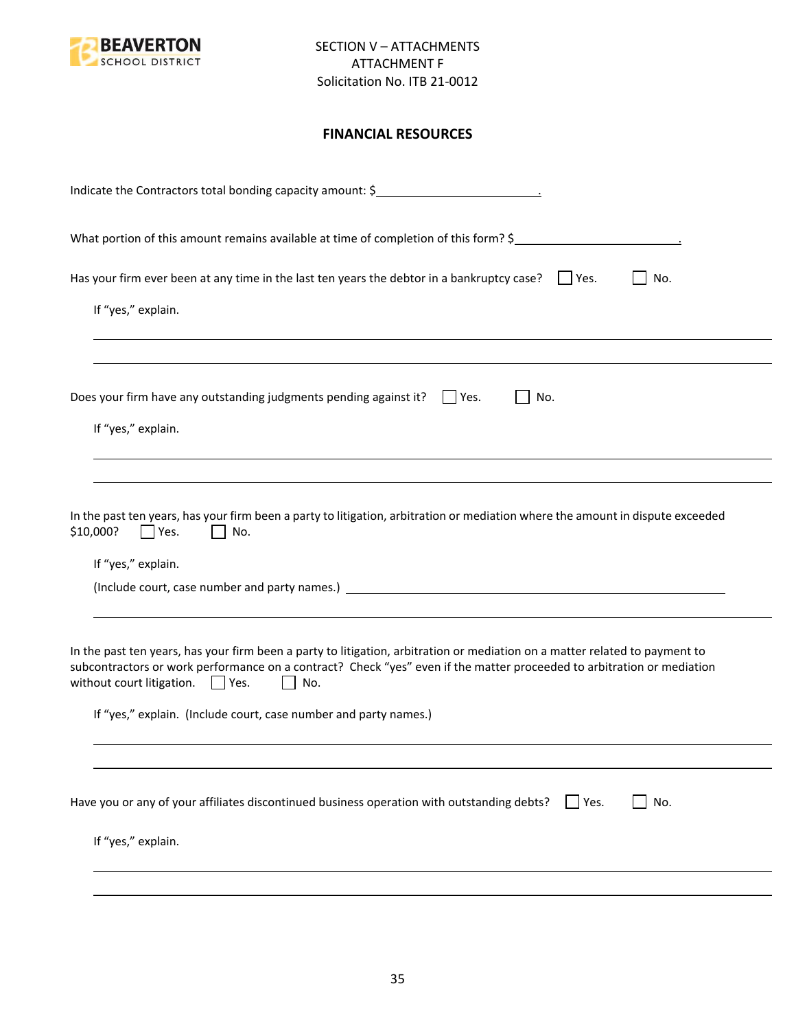SECTION V – ATTACHMENTS
ATTACHMENT F
Solicitation No. ITB 21-0012

## FINANCIAL RESOURCES

Indicate the Contractors total bonding capacity amount: $\_\_\_\_\_\_\_\_\_\_\_\_\_\_\_\_\_\_\_\_\_\_\_\_.

What portion of this amount remains available at time of completion of this form? $\_\_\_\_\_\_\_\_\_\_\_\_\_\_\_\_\_\_\_\_\_\_\_\_.

Has your firm ever been at any time in the last ten years the debtor in a bankruptcy case? ☐ Yes. ☐ No.

If "yes," explain.

\_\_\_\_\_\_\_\_\_\_\_\_\_\_\_\_\_\_\_\_\_\_\_\_\_\_\_\_\_\_\_\_\_\_\_\_\_\_\_\_\_\_\_\_\_\_\_\_\_\_\_\_\_\_\_\_

\_\_\_\_\_\_\_\_\_\_\_\_\_\_\_\_\_\_\_\_\_\_\_\_\_\_\_\_\_\_\_\_\_\_\_\_\_\_\_\_\_\_\_\_\_\_\_\_\_\_\_\_\_\_\_\_

Does your firm have any outstanding judgments pending against it? ☐ Yes. ☐ No.

If "yes," explain.

\_\_\_\_\_\_\_\_\_\_\_\_\_\_\_\_\_\_\_\_\_\_\_\_\_\_\_\_\_\_\_\_\_\_\_\_\_\_\_\_\_\_\_\_\_\_\_\_\_\_\_\_\_\_\_\_

\_\_\_\_\_\_\_\_\_\_\_\_\_\_\_\_\_\_\_\_\_\_\_\_\_\_\_\_\_\_\_\_\_\_\_\_\_\_\_\_\_\_\_\_\_\_\_\_\_\_\_\_\_\_\_\_

In the past ten years, has your firm been a party to litigation, arbitration or mediation where the amount in dispute exceeded $10,000? ☐ Yes. ☐ No.

If "yes," explain.

(Include court, case number and party names.) \_\_\_\_\_\_\_\_\_\_\_\_\_\_\_\_\_\_\_\_\_\_\_\_\_\_\_\_\_\_\_\_\_\_\_\_\_\_\_\_

\_\_\_\_\_\_\_\_\_\_\_\_\_\_\_\_\_\_\_\_\_\_\_\_\_\_\_\_\_\_\_\_\_\_\_\_\_\_\_\_\_\_\_\_\_\_\_\_\_\_\_\_\_\_\_\_

In the past ten years, has your firm been a party to litigation, arbitration or mediation on a matter related to payment to subcontractors or work performance on a contract? Check "yes" even if the matter proceeded to arbitration or mediation without court litigation. ☐ Yes. ☐ No.

If "yes," explain. (Include court, case number and party names.)

\_\_\_\_\_\_\_\_\_\_\_\_\_\_\_\_\_\_\_\_\_\_\_\_\_\_\_\_\_\_\_\_\_\_\_\_\_\_\_\_\_\_\_\_\_\_\_\_\_\_\_\_\_\_\_\_

\_\_\_\_\_\_\_\_\_\_\_\_\_\_\_\_\_\_\_\_\_\_\_\_\_\_\_\_\_\_\_\_\_\_\_\_\_\_\_\_\_\_\_\_\_\_\_\_\_\_\_\_\_\_\_\_

Have you or any of your affiliates discontinued business operation with outstanding debts? ☐ Yes. ☐ No.

If "yes," explain.

\_\_\_\_\_\_\_\_\_\_\_\_\_\_\_\_\_\_\_\_\_\_\_\_\_\_\_\_\_\_\_\_\_\_\_\_\_\_\_\_\_\_\_\_\_\_\_\_\_\_\_\_\_\_\_\_

\_\_\_\_\_\_\_\_\_\_\_\_\_\_\_\_\_\_\_\_\_\_\_\_\_\_\_\_\_\_\_\_\_\_\_\_\_\_\_\_\_\_\_\_\_\_\_\_\_\_\_\_\_\_\_\_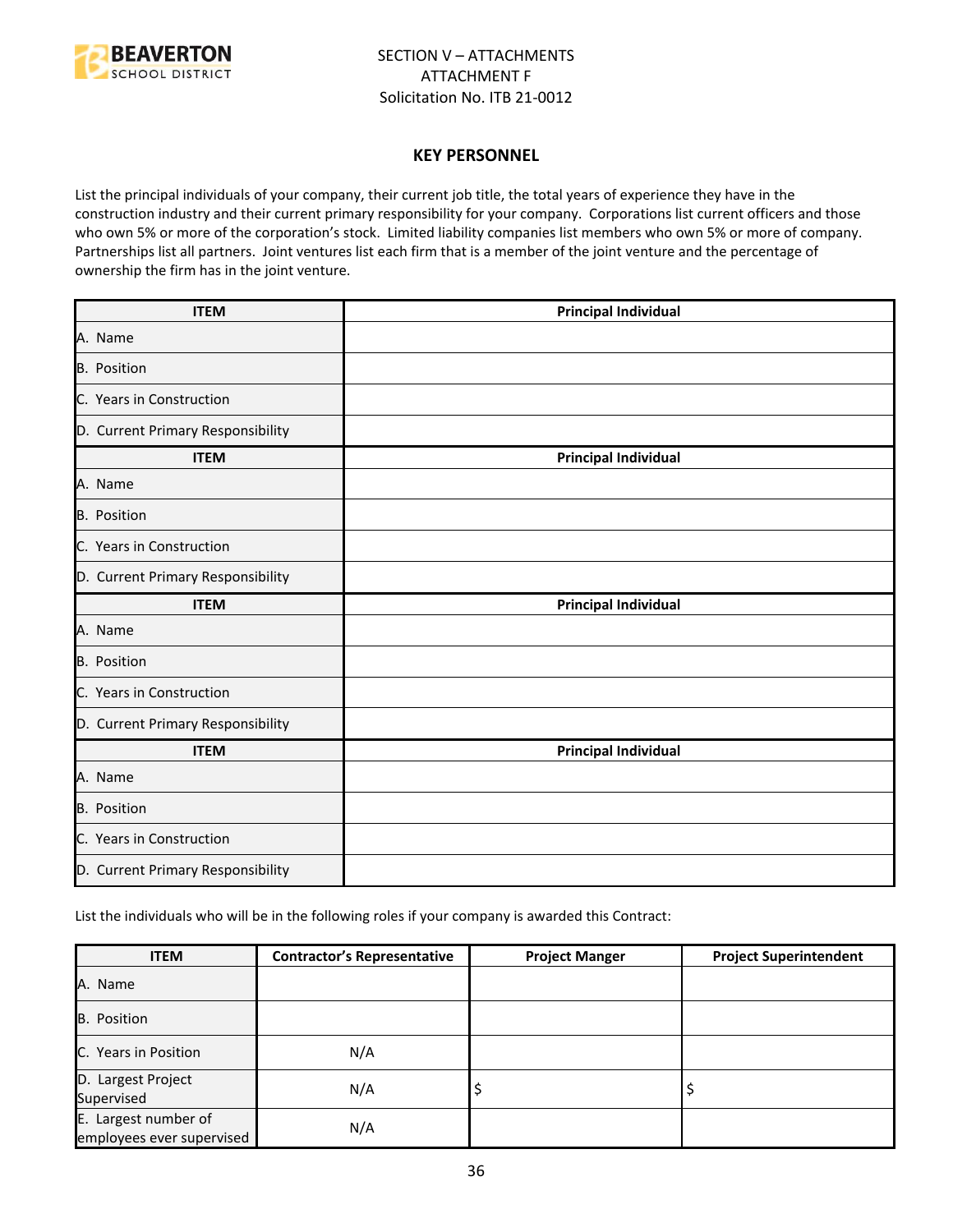SECTION V – ATTACHMENTS
ATTACHMENT F
Solicitation No. ITB 21-0012

## KEY PERSONNEL

List the principal individuals of your company, their current job title, the total years of experience they have in the construction industry and their current primary responsibility for your company. Corporations list current officers and those who own 5% or more of the corporation's stock. Limited liability companies list members who own 5% or more of company. Partnerships list all partners. Joint ventures list each firm that is a member of the joint venture and the percentage of ownership the firm has in the joint venture.

| ITEM | Principal Individual |
|---|---|
| A. Name | |
| B. Position | |
| C. Years in Construction | |
| D. Current Primary Responsibility | |
| **ITEM** | **Principal Individual** |
| A. Name | |
| B. Position | |
| C. Years in Construction | |
| D. Current Primary Responsibility | |
| **ITEM** | **Principal Individual** |
| A. Name | |
| B. Position | |
| C. Years in Construction | |
| D. Current Primary Responsibility | |
| **ITEM** | **Principal Individual** |
| A. Name | |
| B. Position | |
| C. Years in Construction | |
| D. Current Primary Responsibility | |

List the individuals who will be in the following roles if your company is awarded this Contract:

| ITEM | Contractor's Representative | Project Manger | Project Superintendent |
|---|---|---|---|
| A. Name | | | |
| B. Position | | | |
| C. Years in Position | N/A | | |
| D. Largest Project Supervised | N/A | $ | $ |
| E. Largest number of employees ever supervised | N/A | | |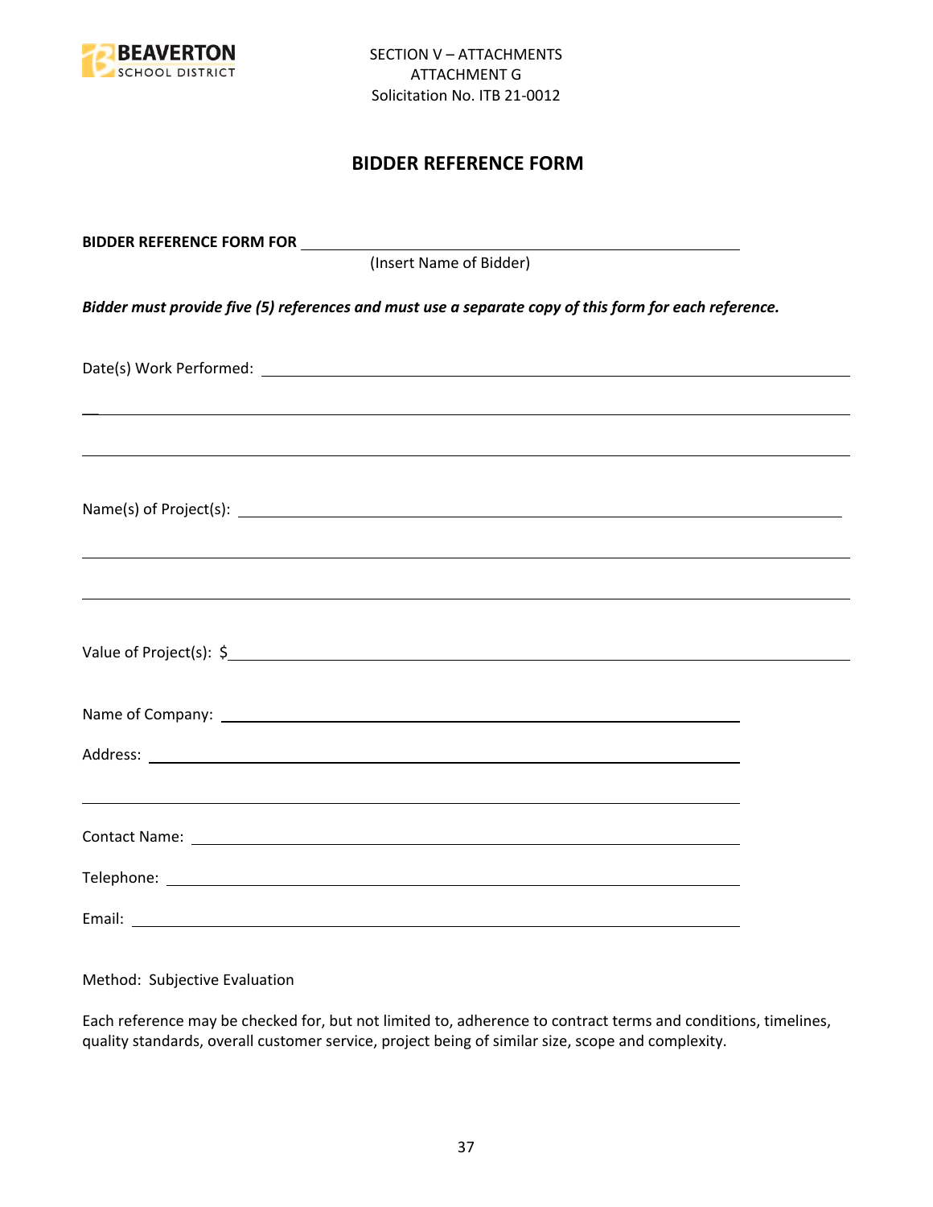SECTION V – ATTACHMENTS
ATTACHMENT G
Solicitation No. ITB 21-0012

## BIDDER REFERENCE FORM

**BIDDER REFERENCE FORM FOR** ______________________________________________
(Insert Name of Bidder)

***Bidder must provide five (5) references and must use a separate copy of this form for each reference.***

Date(s) Work Performed: ____________________________________________________________

____________________________________________________________________________

____________________________________________________________________________

Name(s) of Project(s): ______________________________________________________________

____________________________________________________________________________

____________________________________________________________________________

Value of Project(s): $_______________________________________________________________

Name of Company: __________________________________________________________

Address: _________________________________________________________________

________________________________________________________________________

Contact Name: _____________________________________________________________

Telephone: ________________________________________________________________

Email: ____________________________________________________________________

Method: Subjective Evaluation

Each reference may be checked for, but not limited to, adherence to contract terms and conditions, timelines, quality standards, overall customer service, project being of similar size, scope and complexity.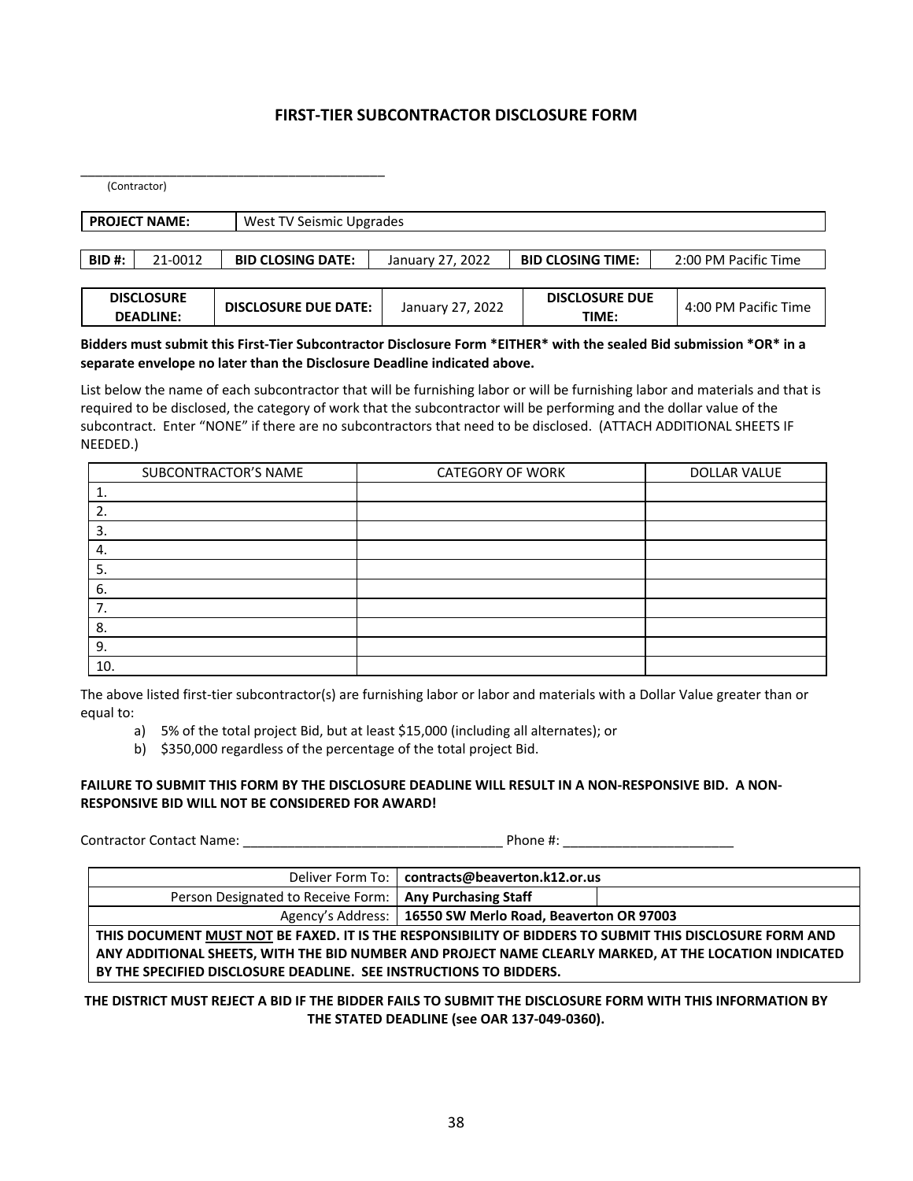# FIRST-TIER SUBCONTRACTOR DISCLOSURE FORM

\_\_\_\_\_\_\_\_\_\_\_\_\_\_\_\_\_\_\_\_\_\_\_\_\_\_\_\_\_\_\_\_\_\_\_\_\_\_\_\_\_\_
(Contractor)

| | |
|---|---|
| **PROJECT NAME:** | West TV Seismic Upgrades |

| | | | | | |
|---|---|---|---|---|---|
| **BID #:** | 21-0012 | **BID CLOSING DATE:** | January 27, 2022 | **BID CLOSING TIME:** | 2:00 PM Pacific Time |

| | | | | |
|---|---|---|---|---|
| **DISCLOSURE DEADLINE:** | **DISCLOSURE DUE DATE:** | January 27, 2022 | **DISCLOSURE DUE TIME:** | 4:00 PM Pacific Time |

**Bidders must submit this First-Tier Subcontractor Disclosure Form \*EITHER\* with the sealed Bid submission \*OR\* in a separate envelope no later than the Disclosure Deadline indicated above.**

List below the name of each subcontractor that will be furnishing labor or will be furnishing labor and materials and that is required to be disclosed, the category of work that the subcontractor will be performing and the dollar value of the subcontract. Enter "NONE" if there are no subcontractors that need to be disclosed. (ATTACH ADDITIONAL SHEETS IF NEEDED.)

| SUBCONTRACTOR'S NAME | CATEGORY OF WORK | DOLLAR VALUE |
|---|---|---|
| 1. | | |
| 2. | | |
| 3. | | |
| 4. | | |
| 5. | | |
| 6. | | |
| 7. | | |
| 8. | | |
| 9. | | |
| 10. | | |

The above listed first-tier subcontractor(s) are furnishing labor or labor and materials with a Dollar Value greater than or equal to:

a) 5% of the total project Bid, but at least $15,000 (including all alternates); or
b) $350,000 regardless of the percentage of the total project Bid.

**FAILURE TO SUBMIT THIS FORM BY THE DISCLOSURE DEADLINE WILL RESULT IN A NON-RESPONSIVE BID. A NON-RESPONSIVE BID WILL NOT BE CONSIDERED FOR AWARD!**

Contractor Contact Name: \_\_\_\_\_\_\_\_\_\_\_\_\_\_\_\_\_\_\_\_\_\_\_\_\_\_\_\_\_\_\_\_\_\_ Phone #: \_\_\_\_\_\_\_\_\_\_\_\_\_\_\_\_\_\_\_\_\_\_\_

| | | |
|---|---|---|
| Deliver Form To: | **contracts@beaverton.k12.or.us** | |
| Person Designated to Receive Form: | **Any Purchasing Staff** | |
| Agency's Address: | **16550 SW Merlo Road, Beaverton OR 97003** | |

**THIS DOCUMENT MUST NOT BE FAXED. IT IS THE RESPONSIBILITY OF BIDDERS TO SUBMIT THIS DISCLOSURE FORM AND ANY ADDITIONAL SHEETS, WITH THE BID NUMBER AND PROJECT NAME CLEARLY MARKED, AT THE LOCATION INDICATED BY THE SPECIFIED DISCLOSURE DEADLINE. SEE INSTRUCTIONS TO BIDDERS.**

**THE DISTRICT MUST REJECT A BID IF THE BIDDER FAILS TO SUBMIT THE DISCLOSURE FORM WITH THIS INFORMATION BY THE STATED DEADLINE (see OAR 137-049-0360).**